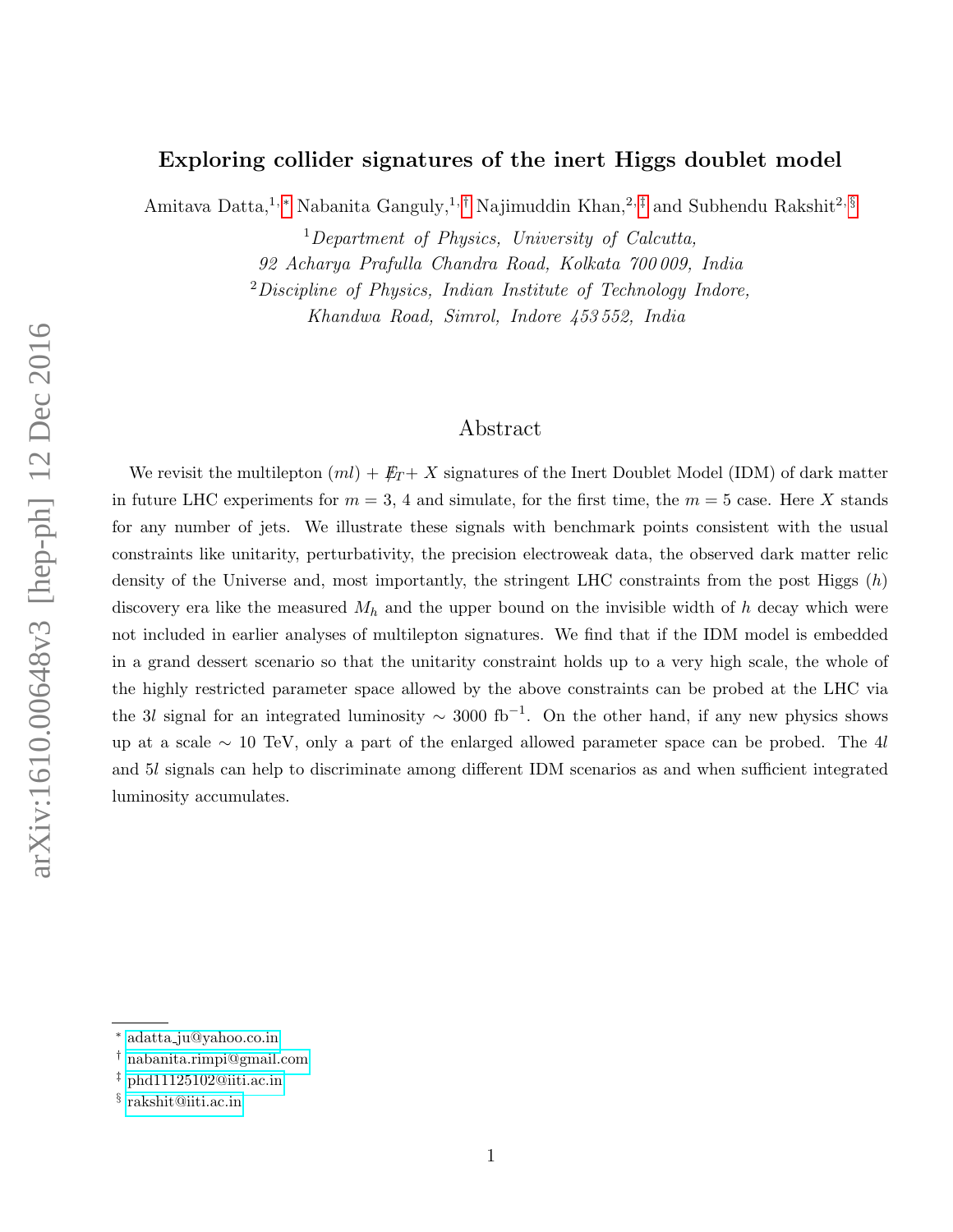# Exploring collider signatures of the inert Higgs doublet model

Amitava Datta,[1,*] Nabanita Ganguly,[1,†] Najimuddin Khan,[2,‡] and Subhendu Rakshit[2,§]

[1]*Department of Physics, University of Calcutta, 92 Acharya Prafulla Chandra Road, Kolkata 700 009, India*

[2]*Discipline of Physics, Indian Institute of Technology Indore, Khandwa Road, Simrol, Indore 453 552, India*

## Abstract

We revisit the multilepton $(ml)$ + $\not{E}_T$+ $X$ signatures of the Inert Doublet Model (IDM) of dark matter in future LHC experiments for $m = 3$, 4 and simulate, for the first time, the $m = 5$ case. Here $X$ stands for any number of jets. We illustrate these signals with benchmark points consistent with the usual constraints like unitarity, perturbativity, the precision electroweak data, the observed dark matter relic density of the Universe and, most importantly, the stringent LHC constraints from the post Higgs $(h)$ discovery era like the measured $M_h$ and the upper bound on the invisible width of $h$ decay which were not included in earlier analyses of multilepton signatures. We find that if the IDM model is embedded in a grand dessert scenario so that the unitarity constraint holds up to a very high scale, the whole of the highly restricted parameter space allowed by the above constraints can be probed at the LHC via the $3l$ signal for an integrated luminosity $\sim 3000$ fb$^{-1}$. On the other hand, if any new physics shows up at a scale $\sim 10$ TeV, only a part of the enlarged allowed parameter space can be probed. The $4l$ and $5l$ signals can help to discriminate among different IDM scenarios as and when sufficient integrated luminosity accumulates.

---

[*] adatta_ju@yahoo.co.in

[†] nabanita.rimpi@gmail.com

[‡] phd11125102@iiti.ac.in

[§] rakshit@iiti.ac.in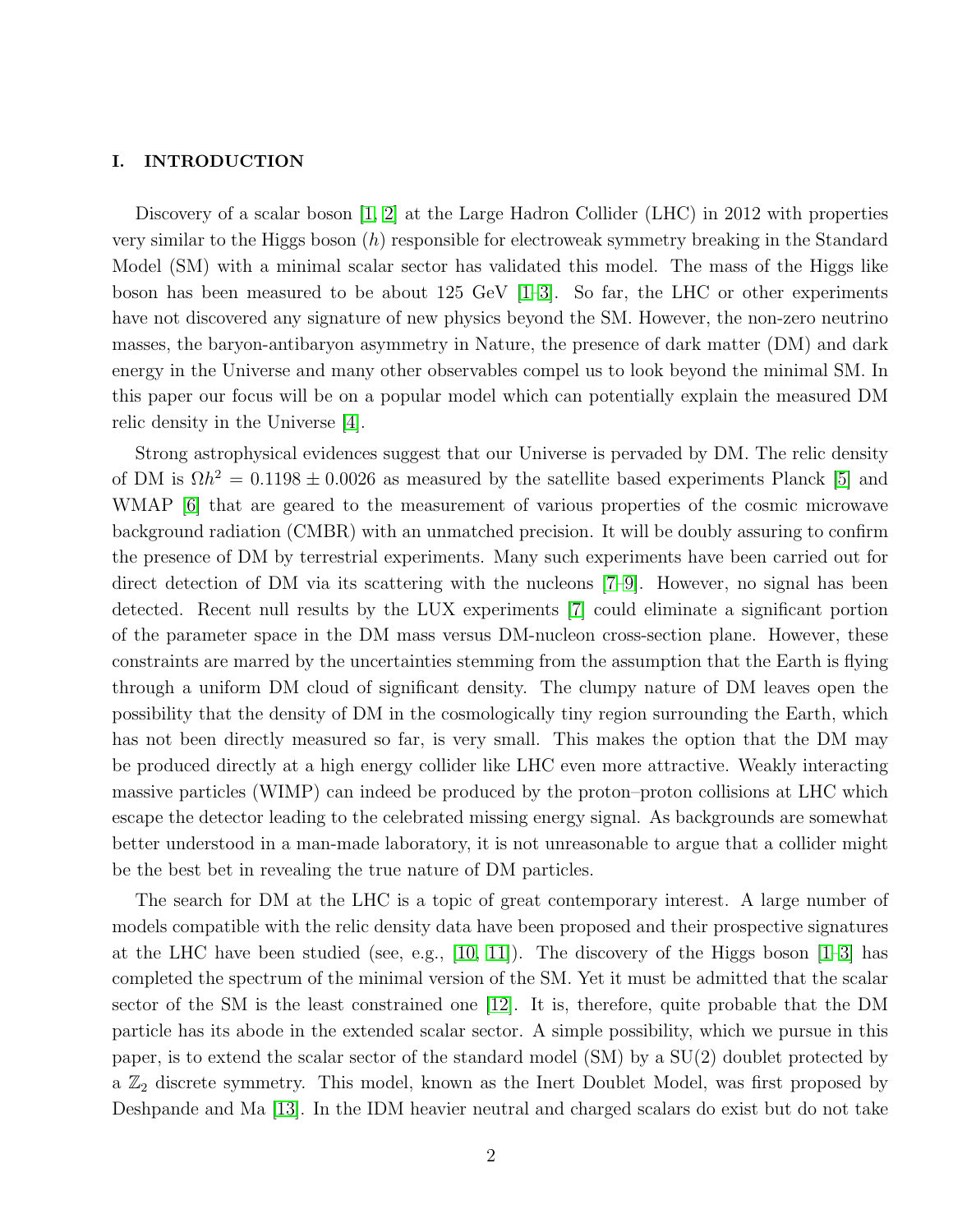## I. INTRODUCTION

Discovery of a scalar boson [1, 2] at the Large Hadron Collider (LHC) in 2012 with properties very similar to the Higgs boson ($h$) responsible for electroweak symmetry breaking in the Standard Model (SM) with a minimal scalar sector has validated this model. The mass of the Higgs like boson has been measured to be about 125 GeV [1–3]. So far, the LHC or other experiments have not discovered any signature of new physics beyond the SM. However, the non-zero neutrino masses, the baryon-antibaryon asymmetry in Nature, the presence of dark matter (DM) and dark energy in the Universe and many other observables compel us to look beyond the minimal SM. In this paper our focus will be on a popular model which can potentially explain the measured DM relic density in the Universe [4].

Strong astrophysical evidences suggest that our Universe is pervaded by DM. The relic density of DM is $\Omega h^2 = 0.1198 \pm 0.0026$ as measured by the satellite based experiments Planck [5] and WMAP [6] that are geared to the measurement of various properties of the cosmic microwave background radiation (CMBR) with an unmatched precision. It will be doubly assuring to confirm the presence of DM by terrestrial experiments. Many such experiments have been carried out for direct detection of DM via its scattering with the nucleons [7–9]. However, no signal has been detected. Recent null results by the LUX experiments [7] could eliminate a significant portion of the parameter space in the DM mass versus DM-nucleon cross-section plane. However, these constraints are marred by the uncertainties stemming from the assumption that the Earth is flying through a uniform DM cloud of significant density. The clumpy nature of DM leaves open the possibility that the density of DM in the cosmologically tiny region surrounding the Earth, which has not been directly measured so far, is very small. This makes the option that the DM may be produced directly at a high energy collider like LHC even more attractive. Weakly interacting massive particles (WIMP) can indeed be produced by the proton–proton collisions at LHC which escape the detector leading to the celebrated missing energy signal. As backgrounds are somewhat better understood in a man-made laboratory, it is not unreasonable to argue that a collider might be the best bet in revealing the true nature of DM particles.

The search for DM at the LHC is a topic of great contemporary interest. A large number of models compatible with the relic density data have been proposed and their prospective signatures at the LHC have been studied (see, e.g., [10, 11]). The discovery of the Higgs boson [1–3] has completed the spectrum of the minimal version of the SM. Yet it must be admitted that the scalar sector of the SM is the least constrained one [12]. It is, therefore, quite probable that the DM particle has its abode in the extended scalar sector. A simple possibility, which we pursue in this paper, is to extend the scalar sector of the standard model (SM) by a SU(2) doublet protected by a $\mathbb{Z}_2$ discrete symmetry. This model, known as the Inert Doublet Model, was first proposed by Deshpande and Ma [13]. In the IDM heavier neutral and charged scalars do exist but do not take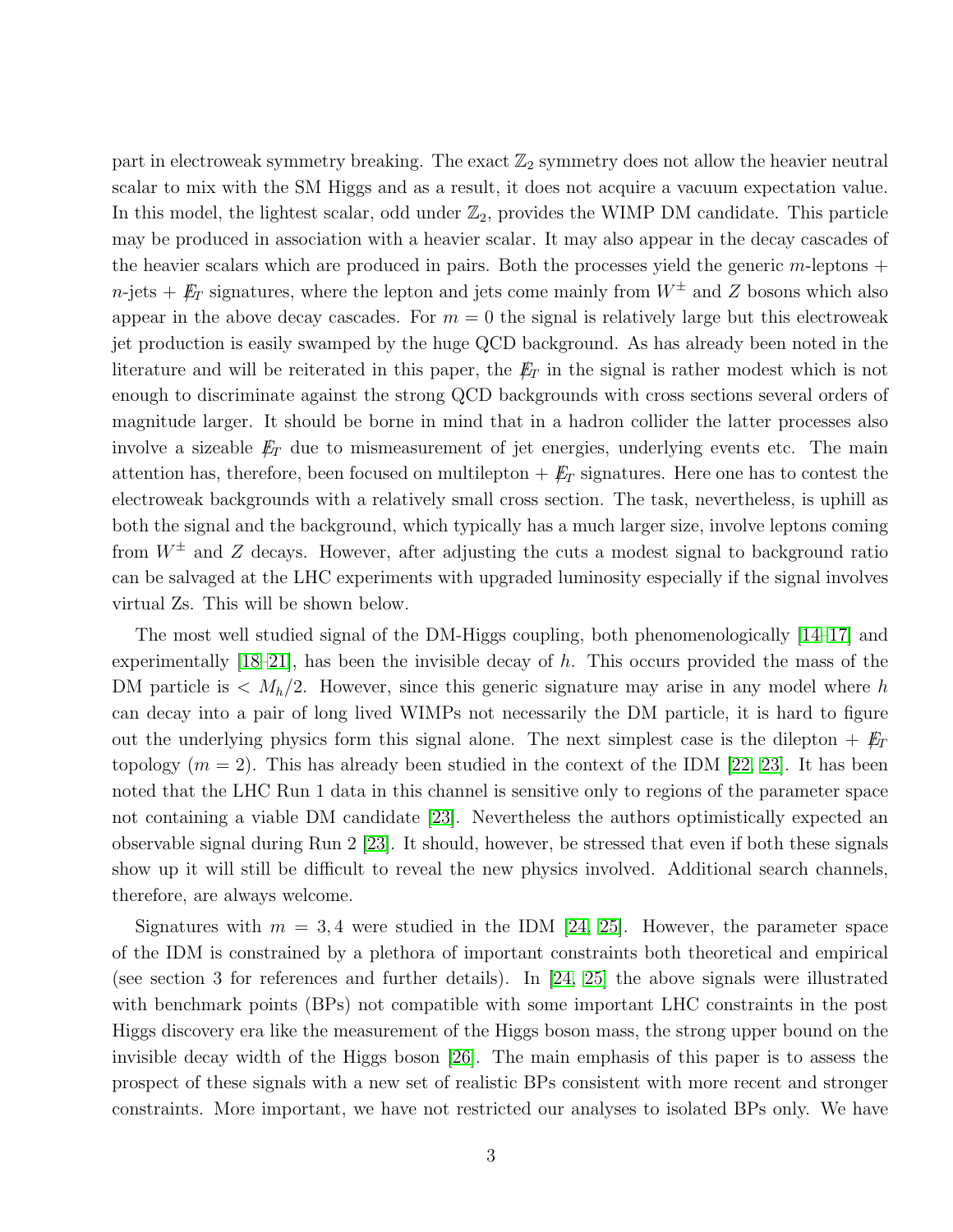part in electroweak symmetry breaking. The exact $\mathbb{Z}_2$ symmetry does not allow the heavier neutral scalar to mix with the SM Higgs and as a result, it does not acquire a vacuum expectation value. In this model, the lightest scalar, odd under $\mathbb{Z}_2$, provides the WIMP DM candidate. This particle may be produced in association with a heavier scalar. It may also appear in the decay cascades of the heavier scalars which are produced in pairs. Both the processes yield the generic $m$-leptons + $n$-jets + $\not{E}_T$ signatures, where the lepton and jets come mainly from $W^{\pm}$ and $Z$ bosons which also appear in the above decay cascades. For $m = 0$ the signal is relatively large but this electroweak jet production is easily swamped by the huge QCD background. As has already been noted in the literature and will be reiterated in this paper, the $\not{E}_T$ in the signal is rather modest which is not enough to discriminate against the strong QCD backgrounds with cross sections several orders of magnitude larger. It should be borne in mind that in a hadron collider the latter processes also involve a sizeable $\not{E}_T$ due to mismeasurement of jet energies, underlying events etc. The main attention has, therefore, been focused on multilepton + $\not{E}_T$ signatures. Here one has to contest the electroweak backgrounds with a relatively small cross section. The task, nevertheless, is uphill as both the signal and the background, which typically has a much larger size, involve leptons coming from $W^{\pm}$ and $Z$ decays. However, after adjusting the cuts a modest signal to background ratio can be salvaged at the LHC experiments with upgraded luminosity especially if the signal involves virtual Zs. This will be shown below.

The most well studied signal of the DM-Higgs coupling, both phenomenologically [14–17] and experimentally [18–21], has been the invisible decay of $h$. This occurs provided the mass of the DM particle is $< M_h/2$. However, since this generic signature may arise in any model where $h$ can decay into a pair of long lived WIMPs not necessarily the DM particle, it is hard to figure out the underlying physics form this signal alone. The next simplest case is the dilepton + $\not{E}_T$ topology ($m = 2$). This has already been studied in the context of the IDM [22, 23]. It has been noted that the LHC Run 1 data in this channel is sensitive only to regions of the parameter space not containing a viable DM candidate [23]. Nevertheless the authors optimistically expected an observable signal during Run 2 [23]. It should, however, be stressed that even if both these signals show up it will still be difficult to reveal the new physics involved. Additional search channels, therefore, are always welcome.

Signatures with $m = 3, 4$ were studied in the IDM [24, 25]. However, the parameter space of the IDM is constrained by a plethora of important constraints both theoretical and empirical (see section 3 for references and further details). In [24, 25] the above signals were illustrated with benchmark points (BPs) not compatible with some important LHC constraints in the post Higgs discovery era like the measurement of the Higgs boson mass, the strong upper bound on the invisible decay width of the Higgs boson [26]. The main emphasis of this paper is to assess the prospect of these signals with a new set of realistic BPs consistent with more recent and stronger constraints. More important, we have not restricted our analyses to isolated BPs only. We have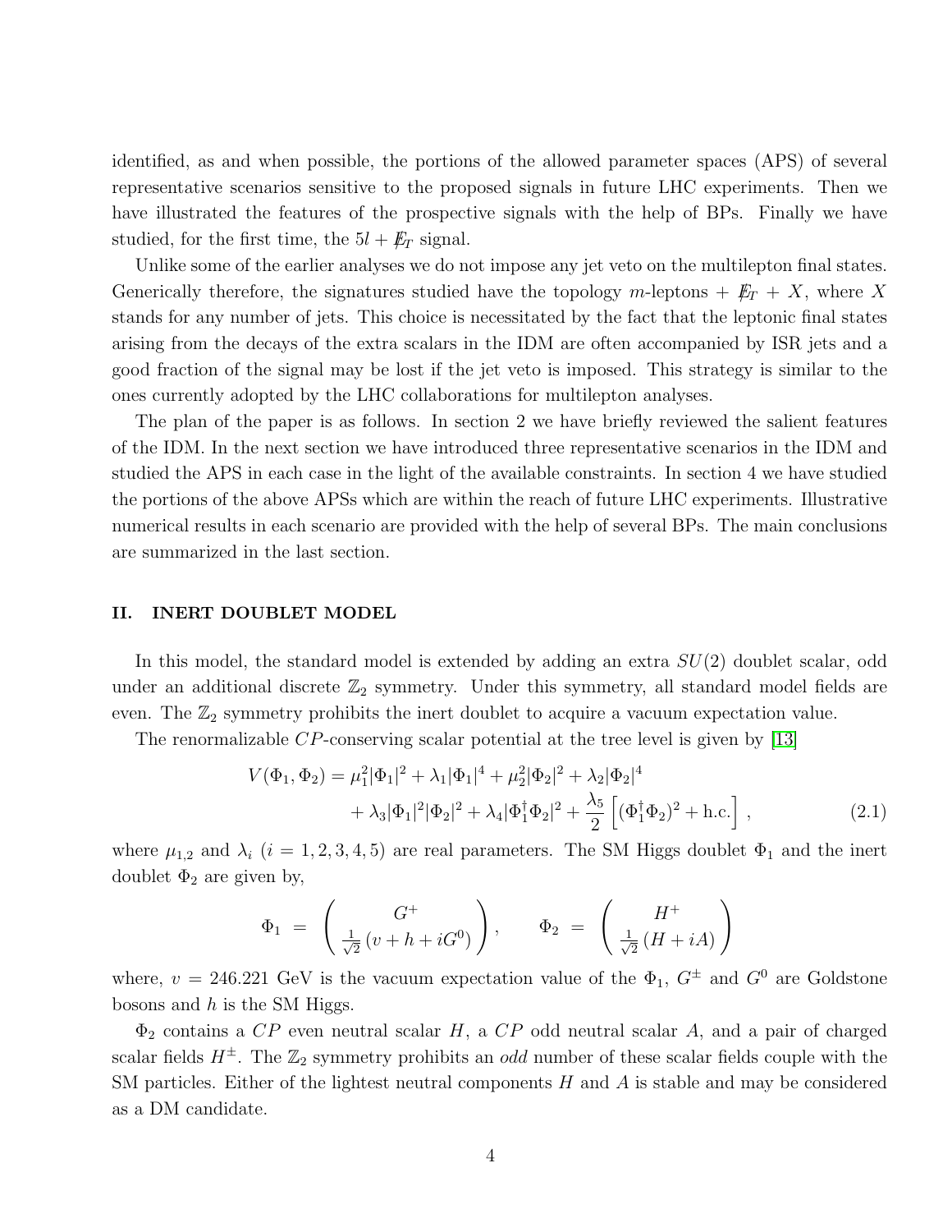identified, as and when possible, the portions of the allowed parameter spaces (APS) of several representative scenarios sensitive to the proposed signals in future LHC experiments. Then we have illustrated the features of the prospective signals with the help of BPs. Finally we have studied, for the first time, the $5l + \not{E}_T$ signal.

Unlike some of the earlier analyses we do not impose any jet veto on the multilepton final states. Generically therefore, the signatures studied have the topology $m$-leptons + $\not{E}_T$ + $X$, where $X$ stands for any number of jets. This choice is necessitated by the fact that the leptonic final states arising from the decays of the extra scalars in the IDM are often accompanied by ISR jets and a good fraction of the signal may be lost if the jet veto is imposed. This strategy is similar to the ones currently adopted by the LHC collaborations for multilepton analyses.

The plan of the paper is as follows. In section 2 we have briefly reviewed the salient features of the IDM. In the next section we have introduced three representative scenarios in the IDM and studied the APS in each case in the light of the available constraints. In section 4 we have studied the portions of the above APSs which are within the reach of future LHC experiments. Illustrative numerical results in each scenario are provided with the help of several BPs. The main conclusions are summarized in the last section.

## II. INERT DOUBLET MODEL

In this model, the standard model is extended by adding an extra $SU(2)$ doublet scalar, odd under an additional discrete $\mathbb{Z}_2$ symmetry. Under this symmetry, all standard model fields are even. The $\mathbb{Z}_2$ symmetry prohibits the inert doublet to acquire a vacuum expectation value.

The renormalizable $CP$-conserving scalar potential at the tree level is given by [13]

$$
\begin{aligned}
V(\Phi_1, \Phi_2) = \mu_1^2 |\Phi_1|^2 + \lambda_1 |\Phi_1|^4 + \mu_2^2 |\Phi_2|^2 + \lambda_2 |\Phi_2|^4 \\
+ \lambda_3 |\Phi_1|^2 |\Phi_2|^2 + \lambda_4 |\Phi_1^\dagger \Phi_2|^2 + \frac{\lambda_5}{2} \left[ (\Phi_1^\dagger \Phi_2)^2 + \text{h.c.} \right] ,
\end{aligned}
\tag{2.1}
$$

where $\mu_{1,2}$ and $\lambda_i$ ($i = 1, 2, 3, 4, 5$) are real parameters. The SM Higgs doublet $\Phi_1$ and the inert doublet $\Phi_2$ are given by,

$$
\Phi_1 = \begin{pmatrix} G^+ \\ \frac{1}{\sqrt{2}} \left( v + h + iG^0 \right) \end{pmatrix}, \qquad \Phi_2 = \begin{pmatrix} H^+ \\ \frac{1}{\sqrt{2}} \left( H + iA \right) \end{pmatrix}
$$

where, $v = 246.221$ GeV is the vacuum expectation value of the $\Phi_1$, $G^\pm$ and $G^0$ are Goldstone bosons and $h$ is the SM Higgs.

$\Phi_2$ contains a $CP$ even neutral scalar $H$, a $CP$ odd neutral scalar $A$, and a pair of charged scalar fields $H^\pm$. The $\mathbb{Z}_2$ symmetry prohibits an *odd* number of these scalar fields couple with the SM particles. Either of the lightest neutral components $H$ and $A$ is stable and may be considered as a DM candidate.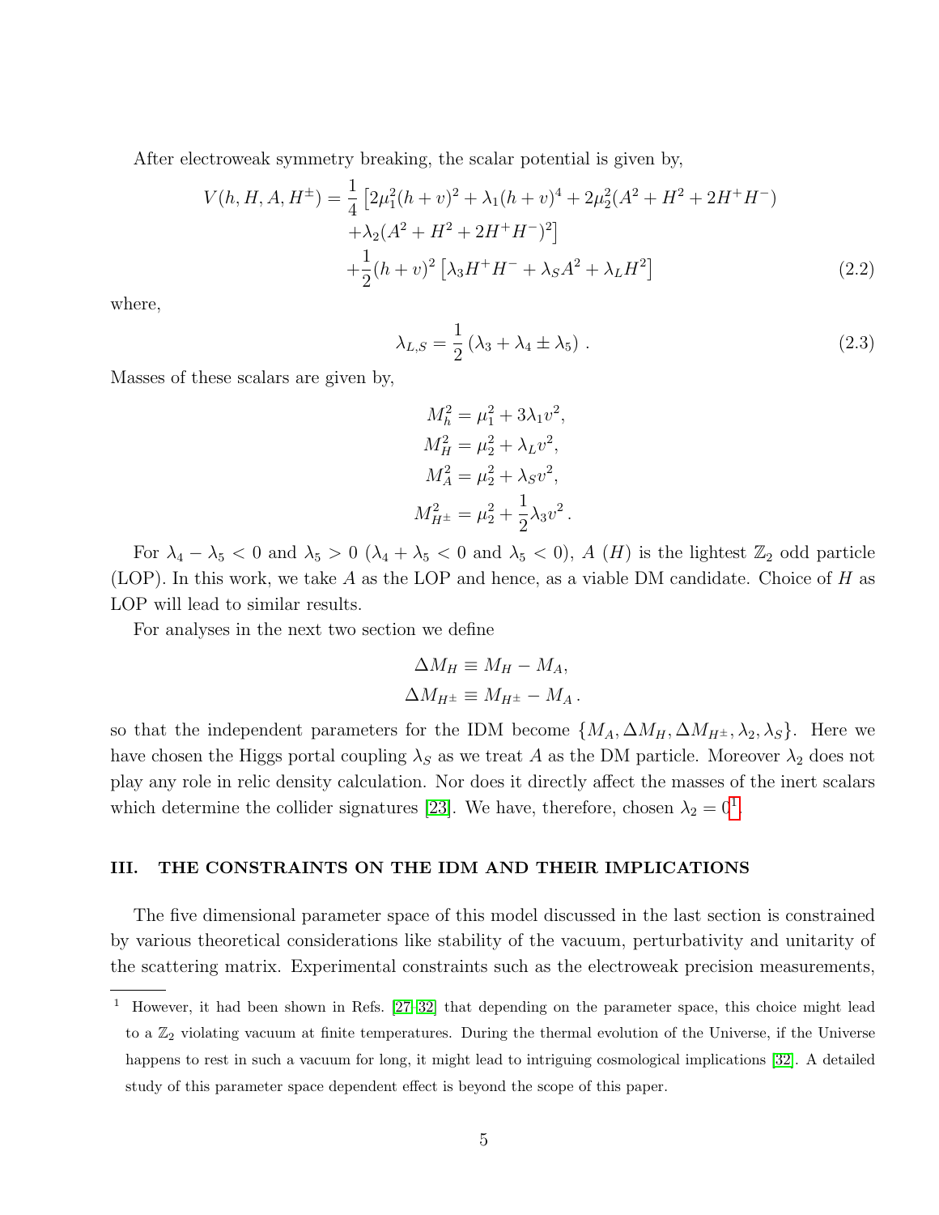After electroweak symmetry breaking, the scalar potential is given by,

$$
\begin{aligned}
V(h, H, A, H^{\pm}) = \frac{1}{4} & \left[ 2\mu_1^2 (h+v)^2 + \lambda_1 (h+v)^4 + 2\mu_2^2 (A^2 + H^2 + 2H^+H^-) \right. \\
& \left. + \lambda_2 (A^2 + H^2 + 2H^+H^-)^2 \right] \\
& + \frac{1}{2}(h+v)^2 \left[ \lambda_3 H^+H^- + \lambda_S A^2 + \lambda_L H^2 \right]
\end{aligned} \tag{2.2}
$$

where,

$$
\lambda_{L,S} = \frac{1}{2} \left( \lambda_3 + \lambda_4 \pm \lambda_5 \right) . \tag{2.3}
$$

Masses of these scalars are given by,

$$
\begin{aligned}
M_h^2 &= \mu_1^2 + 3\lambda_1 v^2, \\
M_H^2 &= \mu_2^2 + \lambda_L v^2, \\
M_A^2 &= \mu_2^2 + \lambda_S v^2, \\
M_{H^{\pm}}^2 &= \mu_2^2 + \frac{1}{2}\lambda_3 v^2 .
\end{aligned}
$$

For $\lambda_4 - \lambda_5 < 0$ and $\lambda_5 > 0$ ($\lambda_4 + \lambda_5 < 0$ and $\lambda_5 < 0$), $A$ ($H$) is the lightest $\mathbb{Z}_2$ odd particle (LOP). In this work, we take $A$ as the LOP and hence, as a viable DM candidate. Choice of $H$ as LOP will lead to similar results.

For analyses in the next two section we define

$$
\begin{aligned}
\Delta M_H &\equiv M_H - M_A, \\
\Delta M_{H^{\pm}} &\equiv M_{H^{\pm}} - M_A .
\end{aligned}
$$

so that the independent parameters for the IDM become $\{M_A, \Delta M_H, \Delta M_{H^{\pm}}, \lambda_2, \lambda_S\}$. Here we have chosen the Higgs portal coupling $\lambda_S$ as we treat $A$ as the DM particle. Moreover $\lambda_2$ does not play any role in relic density calculation. Nor does it directly affect the masses of the inert scalars which determine the collider signatures [23]. We have, therefore, chosen $\lambda_2 = 0$[1].

## III. THE CONSTRAINTS ON THE IDM AND THEIR IMPLICATIONS

The five dimensional parameter space of this model discussed in the last section is constrained by various theoretical considerations like stability of the vacuum, perturbativity and unitarity of the scattering matrix. Experimental constraints such as the electroweak precision measurements,

---

[1] However, it had been shown in Refs. [27–32] that depending on the parameter space, this choice might lead to a $\mathbb{Z}_2$ violating vacuum at finite temperatures. During the thermal evolution of the Universe, if the Universe happens to rest in such a vacuum for long, it might lead to intriguing cosmological implications [32]. A detailed study of this parameter space dependent effect is beyond the scope of this paper.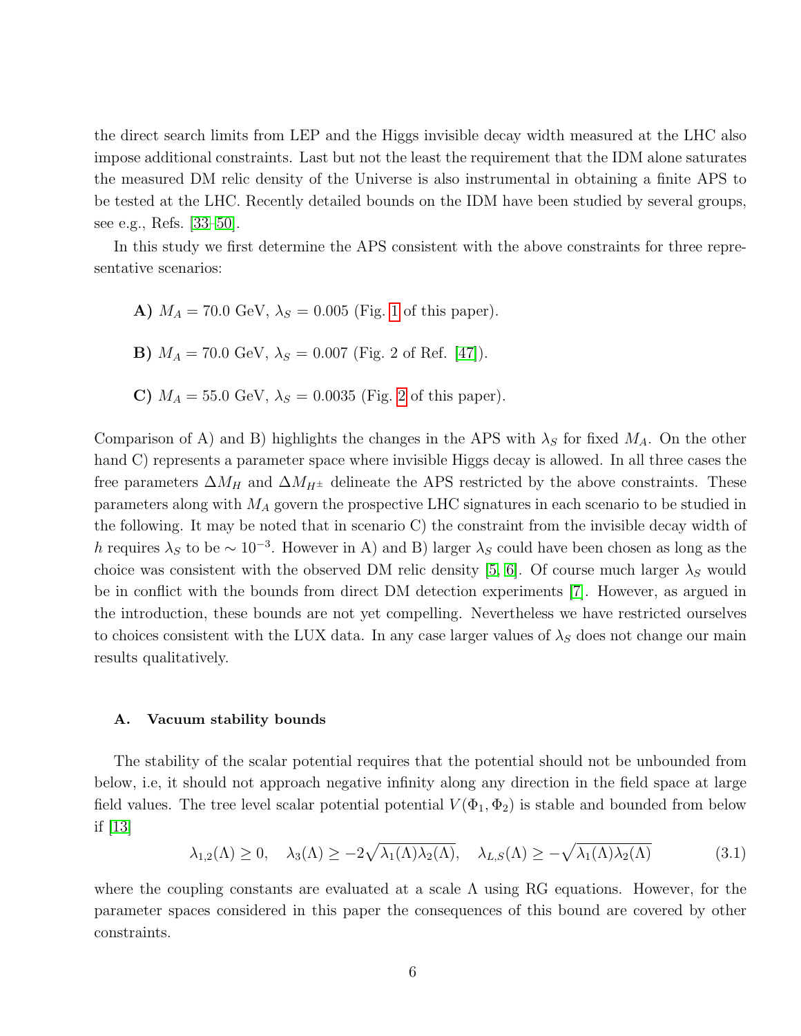the direct search limits from LEP and the Higgs invisible decay width measured at the LHC also impose additional constraints. Last but not the least the requirement that the IDM alone saturates the measured DM relic density of the Universe is also instrumental in obtaining a finite APS to be tested at the LHC. Recently detailed bounds on the IDM have been studied by several groups, see e.g., Refs. [33–50].

In this study we first determine the APS consistent with the above constraints for three representative scenarios:

**A)** $M_A = 70.0$ GeV, $\lambda_S = 0.005$ (Fig. 1 of this paper).

**B)** $M_A = 70.0$ GeV, $\lambda_S = 0.007$ (Fig. 2 of Ref. [47]).

**C)** $M_A = 55.0$ GeV, $\lambda_S = 0.0035$ (Fig. 2 of this paper).

Comparison of A) and B) highlights the changes in the APS with $\lambda_S$ for fixed $M_A$. On the other hand C) represents a parameter space where invisible Higgs decay is allowed. In all three cases the free parameters $\Delta M_H$ and $\Delta M_{H^\pm}$ delineate the APS restricted by the above constraints. These parameters along with $M_A$ govern the prospective LHC signatures in each scenario to be studied in the following. It may be noted that in scenario C) the constraint from the invisible decay width of $h$ requires $\lambda_S$ to be $\sim 10^{-3}$. However in A) and B) larger $\lambda_S$ could have been chosen as long as the choice was consistent with the observed DM relic density [5, 6]. Of course much larger $\lambda_S$ would be in conflict with the bounds from direct DM detection experiments [7]. However, as argued in the introduction, these bounds are not yet compelling. Nevertheless we have restricted ourselves to choices consistent with the LUX data. In any case larger values of $\lambda_S$ does not change our main results qualitatively.

### A. Vacuum stability bounds

The stability of the scalar potential requires that the potential should not be unbounded from below, i.e, it should not approach negative infinity along any direction in the field space at large field values. The tree level scalar potential potential $V(\Phi_1, \Phi_2)$ is stable and bounded from below if [13]

$$\lambda_{1,2}(\Lambda) \geq 0, \quad \lambda_3(\Lambda) \geq -2\sqrt{\lambda_1(\Lambda)\lambda_2(\Lambda)}, \quad \lambda_{L,S}(\Lambda) \geq -\sqrt{\lambda_1(\Lambda)\lambda_2(\Lambda)} \tag{3.1}$$

where the coupling constants are evaluated at a scale $\Lambda$ using RG equations. However, for the parameter spaces considered in this paper the consequences of this bound are covered by other constraints.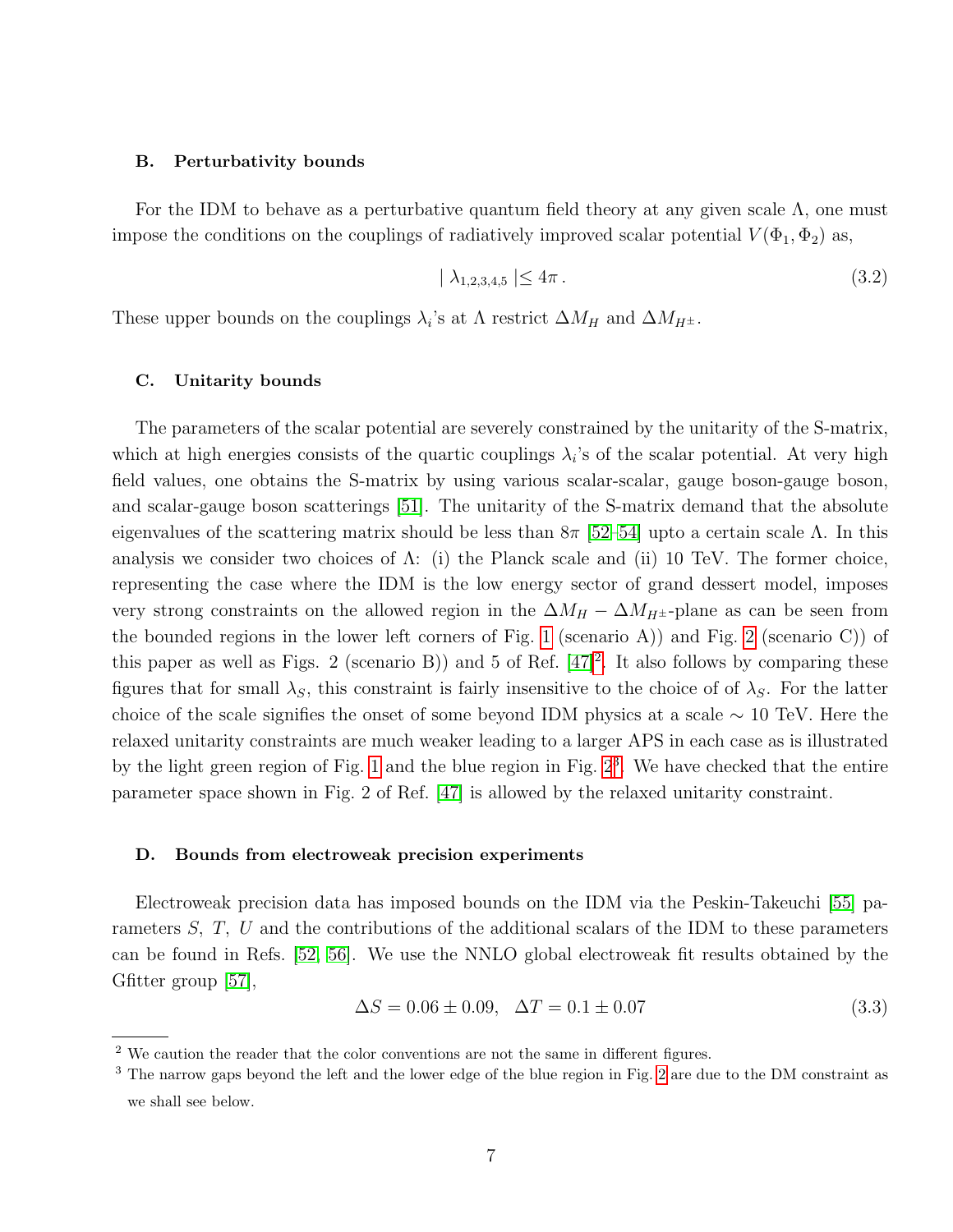### B. Perturbativity bounds

For the IDM to behave as a perturbative quantum field theory at any given scale $\Lambda$, one must impose the conditions on the couplings of radiatively improved scalar potential $V(\Phi_1, \Phi_2)$ as,

$$
|\,\lambda_{1,2,3,4,5}\,| \leq 4\pi\,. \tag{3.2}
$$

These upper bounds on the couplings $\lambda_i$'s at $\Lambda$ restrict $\Delta M_H$ and $\Delta M_{H^\pm}$.

### C. Unitarity bounds

The parameters of the scalar potential are severely constrained by the unitarity of the S-matrix, which at high energies consists of the quartic couplings $\lambda_i$'s of the scalar potential. At very high field values, one obtains the S-matrix by using various scalar-scalar, gauge boson-gauge boson, and scalar-gauge boson scatterings [51]. The unitarity of the S-matrix demand that the absolute eigenvalues of the scattering matrix should be less than $8\pi$ [52–54] upto a certain scale $\Lambda$. In this analysis we consider two choices of $\Lambda$: (i) the Planck scale and (ii) 10 TeV. The former choice, representing the case where the IDM is the low energy sector of grand dessert model, imposes very strong constraints on the allowed region in the $\Delta M_H - \Delta M_{H^\pm}$-plane as can be seen from the bounded regions in the lower left corners of Fig. 1 (scenario A)) and Fig. 2 (scenario C)) of this paper as well as Figs. 2 (scenario B)) and 5 of Ref. [47][2]. It also follows by comparing these figures that for small $\lambda_S$, this constraint is fairly insensitive to the choice of of $\lambda_S$. For the latter choice of the scale signifies the onset of some beyond IDM physics at a scale $\sim$ 10 TeV. Here the relaxed unitarity constraints are much weaker leading to a larger APS in each case as is illustrated by the light green region of Fig. 1 and the blue region in Fig. 2[3]. We have checked that the entire parameter space shown in Fig. 2 of Ref. [47] is allowed by the relaxed unitarity constraint.

### D. Bounds from electroweak precision experiments

Electroweak precision data has imposed bounds on the IDM via the Peskin-Takeuchi [55] parameters $S$, $T$, $U$ and the contributions of the additional scalars of the IDM to these parameters can be found in Refs. [52, 56]. We use the NNLO global electroweak fit results obtained by the Gfitter group [57],

$$
\Delta S = 0.06 \pm 0.09, \quad \Delta T = 0.1 \pm 0.07 \tag{3.3}
$$

---

[2] We caution the reader that the color conventions are not the same in different figures.

[3] The narrow gaps beyond the left and the lower edge of the blue region in Fig. 2 are due to the DM constraint as we shall see below.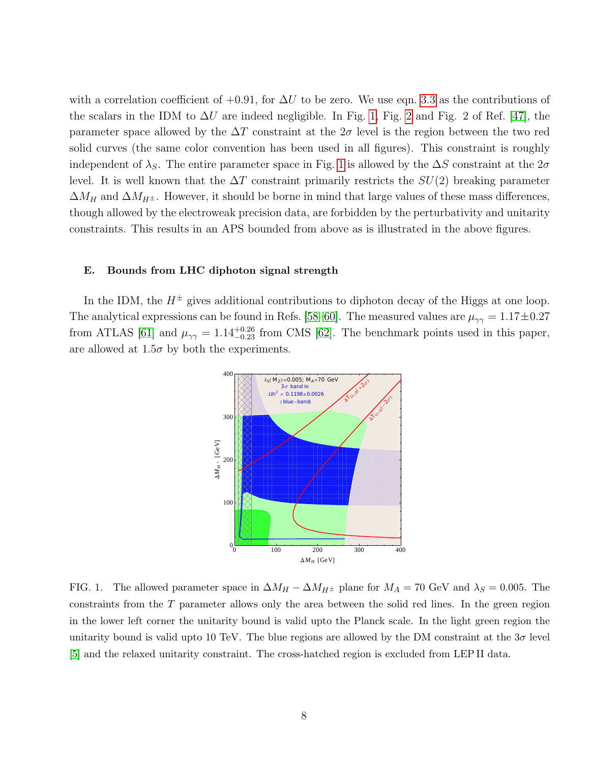with a correlation coefficient of +0.91, for $\Delta U$ to be zero. We use eqn. 3.3 as the contributions of the scalars in the IDM to $\Delta U$ are indeed negligible. In Fig. 1, Fig. 2 and Fig. 2 of Ref. [47], the parameter space allowed by the $\Delta T$ constraint at the $2\sigma$ level is the region between the two red solid curves (the same color convention has been used in all figures). This constraint is roughly independent of $\lambda_S$. The entire parameter space in Fig. 1 is allowed by the $\Delta S$ constraint at the $2\sigma$ level. It is well known that the $\Delta T$ constraint primarily restricts the $SU(2)$ breaking parameter $\Delta M_H$ and $\Delta M_{H^\pm}$. However, it should be borne in mind that large values of these mass differences, though allowed by the electroweak precision data, are forbidden by the perturbativity and unitarity constraints. This results in an APS bounded from above as is illustrated in the above figures.

### E. Bounds from LHC diphoton signal strength

In the IDM, the $H^\pm$ gives additional contributions to diphoton decay of the Higgs at one loop. The analytical expressions can be found in Refs. [58–60]. The measured values are $\mu_{\gamma\gamma} = 1.17 \pm 0.27$ from ATLAS [61] and $\mu_{\gamma\gamma} = 1.14^{+0.26}_{-0.23}$ from CMS [62]. The benchmark points used in this paper, are allowed at $1.5\sigma$ by both the experiments.

FIG. 1. The allowed parameter space in $\Delta M_H - \Delta M_{H^\pm}$ plane for $M_A = 70$ GeV and $\lambda_S = 0.005$. The constraints from the $T$ parameter allows only the area between the solid red lines. In the green region in the lower left corner the unitarity bound is valid upto the Planck scale. In the light green region the unitarity bound is valid upto 10 TeV. The blue regions are allowed by the DM constraint at the $3\sigma$ level [5] and the relaxed unitarity constraint. The cross-hatched region is excluded from LEP II data.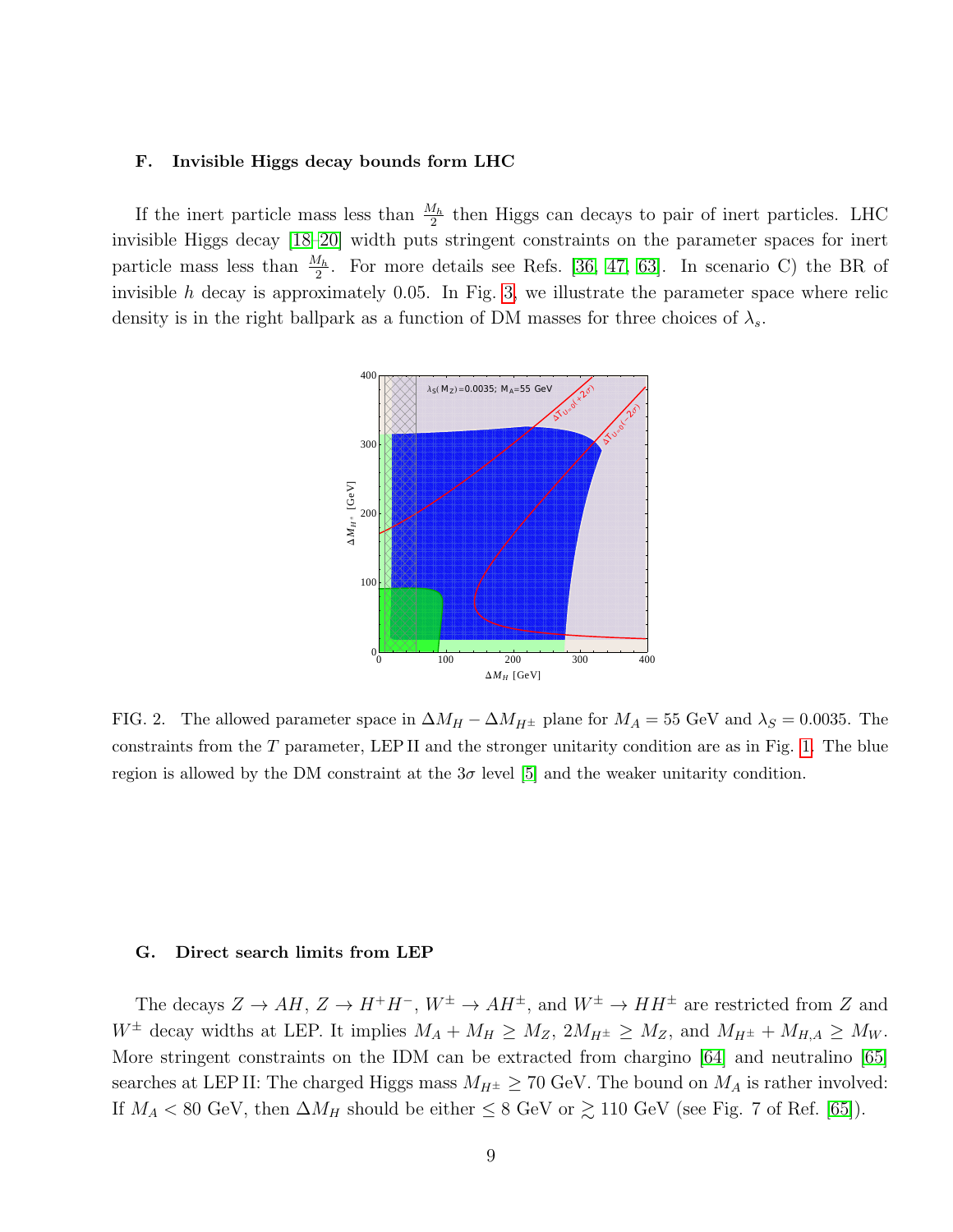### F. Invisible Higgs decay bounds form LHC

If the inert particle mass less than $\frac{M_h}{2}$ then Higgs can decays to pair of inert particles. LHC invisible Higgs decay [18–20] width puts stringent constraints on the parameter spaces for inert particle mass less than $\frac{M_h}{2}$. For more details see Refs. [36, 47, 63]. In scenario C) the BR of invisible $h$ decay is approximately 0.05. In Fig. 3, we illustrate the parameter space where relic density is in the right ballpark as a function of DM masses for three choices of $\lambda_s$.

FIG. 2. The allowed parameter space in $\Delta M_H - \Delta M_{H^\pm}$ plane for $M_A = 55$ GeV and $\lambda_S = 0.0035$. The constraints from the $T$ parameter, LEP II and the stronger unitarity condition are as in Fig. 1. The blue region is allowed by the DM constraint at the $3\sigma$ level [5] and the weaker unitarity condition.

### G. Direct search limits from LEP

The decays $Z \to AH$, $Z \to H^+H^-$, $W^\pm \to AH^\pm$, and $W^\pm \to HH^\pm$ are restricted from $Z$ and $W^\pm$ decay widths at LEP. It implies $M_A + M_H \geq M_Z$, $2M_{H^\pm} \geq M_Z$, and $M_{H^\pm} + M_{H,A} \geq M_W$. More stringent constraints on the IDM can be extracted from chargino [64] and neutralino [65] searches at LEP II: The charged Higgs mass $M_{H^\pm} \geq 70$ GeV. The bound on $M_A$ is rather involved: If $M_A < 80$ GeV, then $\Delta M_H$ should be either $\leq 8$ GeV or $\gtrsim 110$ GeV (see Fig. 7 of Ref. [65]).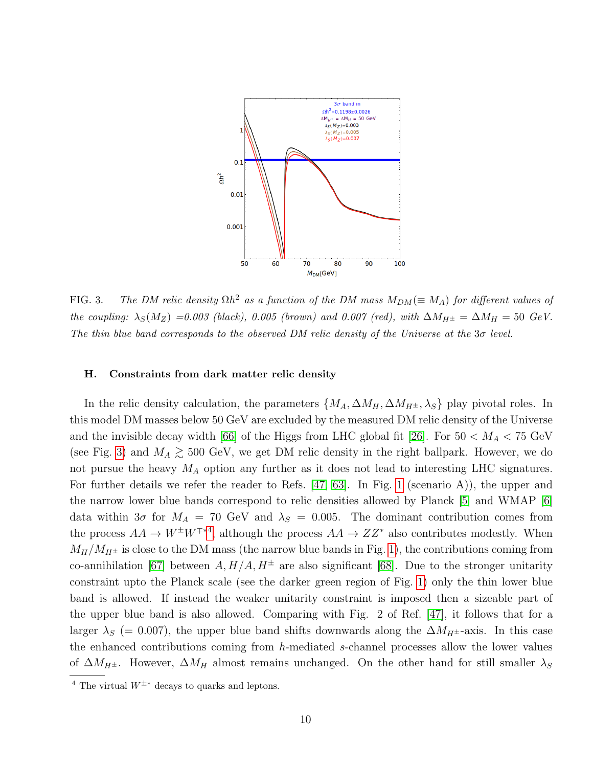FIG. 3. *The DM relic density $\Omega h^2$ as a function of the DM mass $M_{DM}(\equiv M_A)$ for different values of the coupling: $\lambda_S(M_Z)$ =0.003 (black), 0.005 (brown) and 0.007 (red), with $\Delta M_{H^\pm} = \Delta M_H = 50$ GeV. The thin blue band corresponds to the observed DM relic density of the Universe at the $3\sigma$ level.*

### H. Constraints from dark matter relic density

In the relic density calculation, the parameters $\{M_A, \Delta M_H, \Delta M_{H^\pm}, \lambda_S\}$ play pivotal roles. In this model DM masses below 50 GeV are excluded by the measured DM relic density of the Universe and the invisible decay width [66] of the Higgs from LHC global fit [26]. For $50 < M_A < 75$ GeV (see Fig. 3) and $M_A \gtrsim 500$ GeV, we get DM relic density in the right ballpark. However, we do not pursue the heavy $M_A$ option any further as it does not lead to interesting LHC signatures. For further details we refer the reader to Refs. [47, 63]. In Fig. 1 (scenario A)), the upper and the narrow lower blue bands correspond to relic densities allowed by Planck [5] and WMAP [6] data within $3\sigma$ for $M_A = 70$ GeV and $\lambda_S = 0.005$. The dominant contribution comes from the process $AA \to W^\pm W^{\mp *}$[4], although the process $AA \to ZZ^*$ also contributes modestly. When $M_H/M_{H^\pm}$ is close to the DM mass (the narrow blue bands in Fig. 1), the contributions coming from co-annihilation [67] between $A, H/A, H^\pm$ are also significant [68]. Due to the stronger unitarity constraint upto the Planck scale (see the darker green region of Fig. 1) only the thin lower blue band is allowed. If instead the weaker unitarity constraint is imposed then a sizeable part of the upper blue band is also allowed. Comparing with Fig. 2 of Ref. [47], it follows that for a larger $\lambda_S$ (= 0.007), the upper blue band shifts downwards along the $\Delta M_{H^\pm}$-axis. In this case the enhanced contributions coming from $h$-mediated $s$-channel processes allow the lower values of $\Delta M_{H^\pm}$. However, $\Delta M_H$ almost remains unchanged. On the other hand for still smaller $\lambda_S$

[4] The virtual $W^{\pm *}$ decays to quarks and leptons.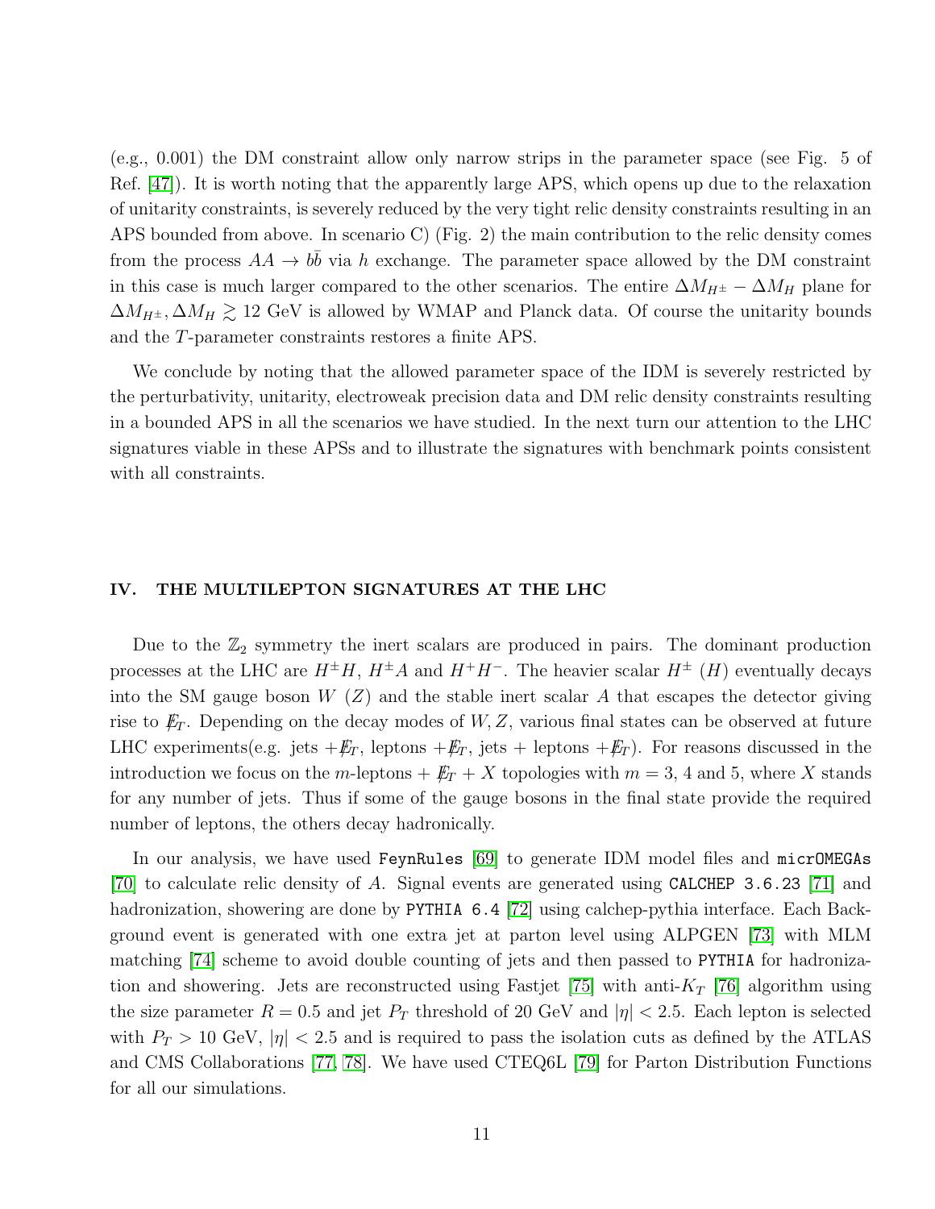(e.g., 0.001) the DM constraint allow only narrow strips in the parameter space (see Fig. 5 of Ref. [47]). It is worth noting that the apparently large APS, which opens up due to the relaxation of unitarity constraints, is severely reduced by the very tight relic density constraints resulting in an APS bounded from above. In scenario C) (Fig. 2) the main contribution to the relic density comes from the process $AA \to b\bar{b}$ via $h$ exchange. The parameter space allowed by the DM constraint in this case is much larger compared to the other scenarios. The entire $\Delta M_{H^\pm} - \Delta M_H$ plane for $\Delta M_{H^\pm}, \Delta M_H \gtrsim 12$ GeV is allowed by WMAP and Planck data. Of course the unitarity bounds and the $T$-parameter constraints restores a finite APS.

We conclude by noting that the allowed parameter space of the IDM is severely restricted by the perturbativity, unitarity, electroweak precision data and DM relic density constraints resulting in a bounded APS in all the scenarios we have studied. In the next turn our attention to the LHC signatures viable in these APSs and to illustrate the signatures with benchmark points consistent with all constraints.

## IV. THE MULTILEPTON SIGNATURES AT THE LHC

Due to the $\mathbb{Z}_2$ symmetry the inert scalars are produced in pairs. The dominant production processes at the LHC are $H^\pm H$, $H^\pm A$ and $H^+H^-$. The heavier scalar $H^\pm$ ($H$) eventually decays into the SM gauge boson $W$ ($Z$) and the stable inert scalar $A$ that escapes the detector giving rise to $\not{E}_T$. Depending on the decay modes of $W, Z$, various final states can be observed at future LHC experiments(e.g. jets $+\not{E}_T$, leptons $+\not{E}_T$, jets + leptons $+\not{E}_T$). For reasons discussed in the introduction we focus on the $m$-leptons + $\not{E}_T + X$ topologies with $m = 3$, 4 and 5, where $X$ stands for any number of jets. Thus if some of the gauge bosons in the final state provide the required number of leptons, the others decay hadronically.

In our analysis, we have used `FeynRules` [69] to generate IDM model files and `micrOMEGAs` [70] to calculate relic density of $A$. Signal events are generated using `CALCHEP 3.6.23` [71] and hadronization, showering are done by `PYTHIA 6.4` [72] using calchep-pythia interface. Each Background event is generated with one extra jet at parton level using ALPGEN [73] with MLM matching [74] scheme to avoid double counting of jets and then passed to `PYTHIA` for hadronization and showering. Jets are reconstructed using Fastjet [75] with anti-$K_T$ [76] algorithm using the size parameter $R = 0.5$ and jet $P_T$ threshold of 20 GeV and $|\eta| < 2.5$. Each lepton is selected with $P_T > 10$ GeV, $|\eta| < 2.5$ and is required to pass the isolation cuts as defined by the ATLAS and CMS Collaborations [77, 78]. We have used CTEQ6L [79] for Parton Distribution Functions for all our simulations.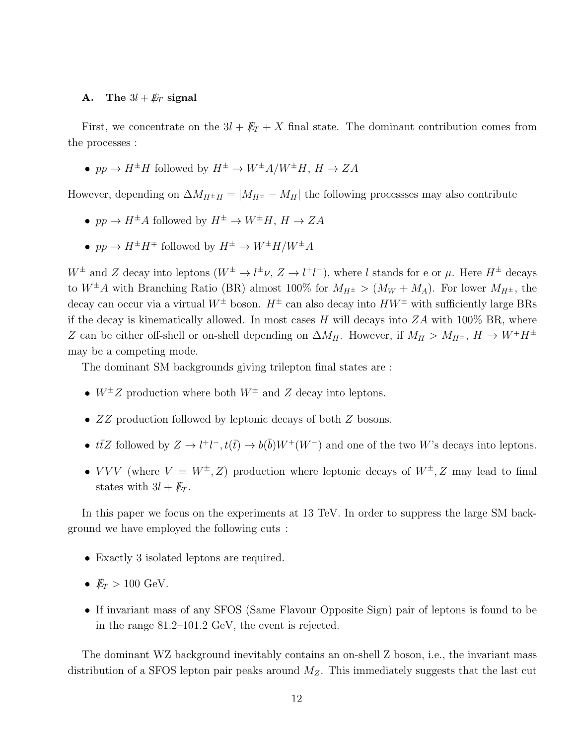### A. The $3l + \not{E}_T$ signal

First, we concentrate on the $3l + \not{E}_T + X$ final state. The dominant contribution comes from the processes :

- $pp \to H^\pm H$ followed by $H^\pm \to W^\pm A/W^\pm H$, $H \to ZA$

However, depending on $\Delta M_{H^\pm H} = |M_{H^\pm} - M_H|$ the following processses may also contribute

- $pp \to H^\pm A$ followed by $H^\pm \to W^\pm H$, $H \to ZA$
- $pp \to H^\pm H^\mp$ followed by $H^\pm \to W^\pm H/W^\pm A$

$W^\pm$ and $Z$ decay into leptons ($W^\pm \to l^\pm \nu$, $Z \to l^+ l^-$), where $l$ stands for e or $\mu$. Here $H^\pm$ decays to $W^\pm A$ with Branching Ratio (BR) almost 100% for $M_{H^\pm} > (M_W + M_A)$. For lower $M_{H^\pm}$, the decay can occur via a virtual $W^\pm$ boson. $H^\pm$ can also decay into $HW^\pm$ with sufficiently large BRs if the decay is kinematically allowed. In most cases $H$ will decays into $ZA$ with 100% BR, where $Z$ can be either off-shell or on-shell depending on $\Delta M_H$. However, if $M_H > M_{H^\pm}$, $H \to W^\mp H^\pm$ may be a competing mode.

The dominant SM backgrounds giving trilepton final states are :

- $W^\pm Z$ production where both $W^\pm$ and $Z$ decay into leptons.
- $ZZ$ production followed by leptonic decays of both $Z$ bosons.
- $t\bar{t}Z$ followed by $Z \to l^+ l^-, t(\bar{t}) \to b(\bar{b})W^+(W^-)$ and one of the two $W$'s decays into leptons.
- $VVV$ (where $V = W^\pm, Z$) production where leptonic decays of $W^\pm, Z$ may lead to final states with $3l + \not{E}_T$.

In this paper we focus on the experiments at 13 TeV. In order to suppress the large SM background we have employed the following cuts :

- Exactly 3 isolated leptons are required.
- $\not{E}_T > 100$ GeV.
- If invariant mass of any SFOS (Same Flavour Opposite Sign) pair of leptons is found to be in the range 81.2–101.2 GeV, the event is rejected.

The dominant WZ background inevitably contains an on-shell Z boson, i.e., the invariant mass distribution of a SFOS lepton pair peaks around $M_Z$. This immediately suggests that the last cut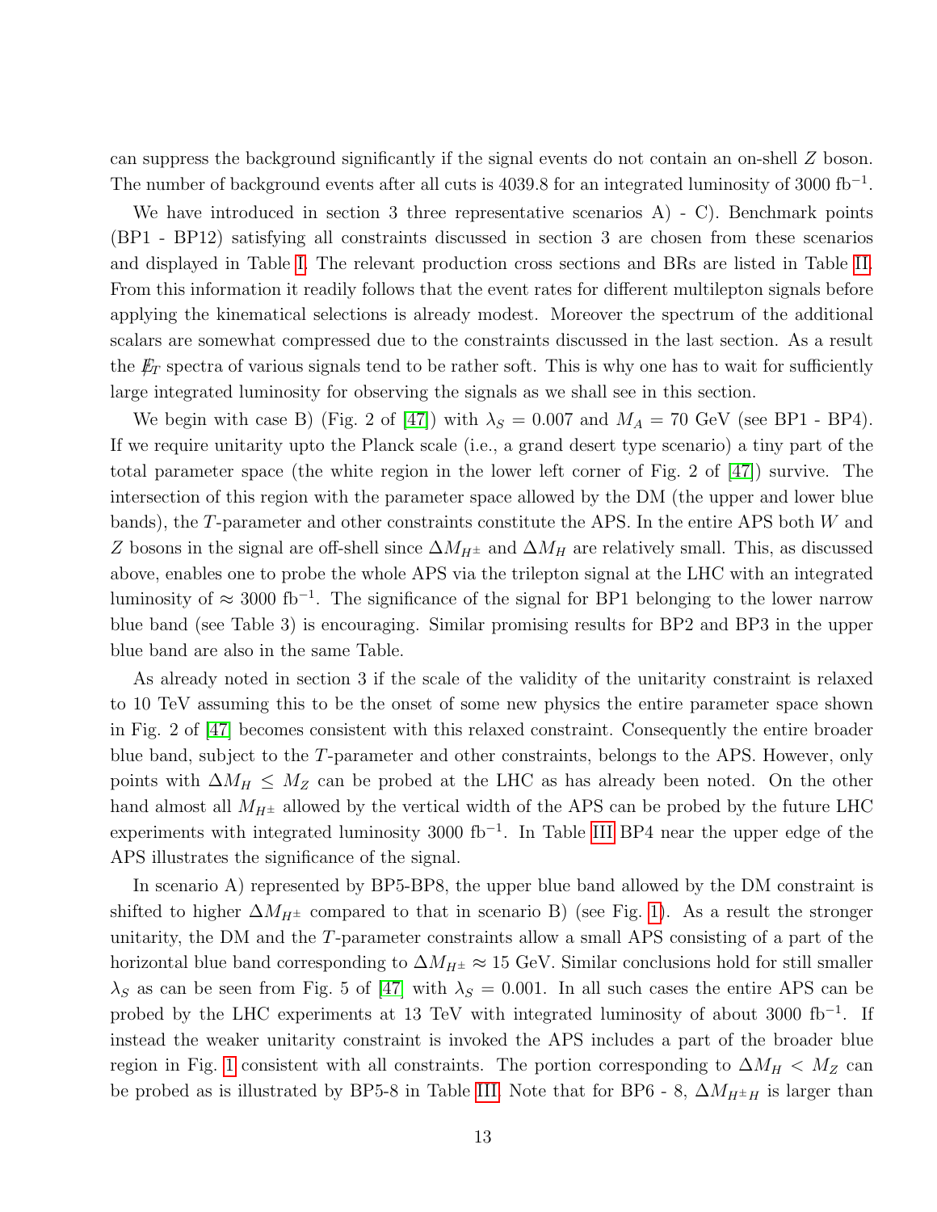can suppress the background significantly if the signal events do not contain an on-shell $Z$ boson. The number of background events after all cuts is 4039.8 for an integrated luminosity of 3000 fb$^{-1}$.

We have introduced in section 3 three representative scenarios A) - C). Benchmark points (BP1 - BP12) satisfying all constraints discussed in section 3 are chosen from these scenarios and displayed in Table I. The relevant production cross sections and BRs are listed in Table II. From this information it readily follows that the event rates for different multilepton signals before applying the kinematical selections is already modest. Moreover the spectrum of the additional scalars are somewhat compressed due to the constraints discussed in the last section. As a result the $\not{E}_T$ spectra of various signals tend to be rather soft. This is why one has to wait for sufficiently large integrated luminosity for observing the signals as we shall see in this section.

We begin with case B) (Fig. 2 of [47]) with $\lambda_S = 0.007$ and $M_A = 70$ GeV (see BP1 - BP4). If we require unitarity upto the Planck scale (i.e., a grand desert type scenario) a tiny part of the total parameter space (the white region in the lower left corner of Fig. 2 of [47]) survive. The intersection of this region with the parameter space allowed by the DM (the upper and lower blue bands), the $T$-parameter and other constraints constitute the APS. In the entire APS both $W$ and $Z$ bosons in the signal are off-shell since $\Delta M_{H^\pm}$ and $\Delta M_H$ are relatively small. This, as discussed above, enables one to probe the whole APS via the trilepton signal at the LHC with an integrated luminosity of $\approx 3000$ fb$^{-1}$. The significance of the signal for BP1 belonging to the lower narrow blue band (see Table 3) is encouraging. Similar promising results for BP2 and BP3 in the upper blue band are also in the same Table.

As already noted in section 3 if the scale of the validity of the unitarity constraint is relaxed to 10 TeV assuming this to be the onset of some new physics the entire parameter space shown in Fig. 2 of [47] becomes consistent with this relaxed constraint. Consequently the entire broader blue band, subject to the $T$-parameter and other constraints, belongs to the APS. However, only points with $\Delta M_H \leq M_Z$ can be probed at the LHC as has already been noted. On the other hand almost all $M_{H^\pm}$ allowed by the vertical width of the APS can be probed by the future LHC experiments with integrated luminosity 3000 fb$^{-1}$. In Table III BP4 near the upper edge of the APS illustrates the significance of the signal.

In scenario A) represented by BP5-BP8, the upper blue band allowed by the DM constraint is shifted to higher $\Delta M_{H^\pm}$ compared to that in scenario B) (see Fig. 1). As a result the stronger unitarity, the DM and the $T$-parameter constraints allow a small APS consisting of a part of the horizontal blue band corresponding to $\Delta M_{H^\pm} \approx 15$ GeV. Similar conclusions hold for still smaller $\lambda_S$ as can be seen from Fig. 5 of [47] with $\lambda_S = 0.001$. In all such cases the entire APS can be probed by the LHC experiments at 13 TeV with integrated luminosity of about 3000 fb$^{-1}$. If instead the weaker unitarity constraint is invoked the APS includes a part of the broader blue region in Fig. 1 consistent with all constraints. The portion corresponding to $\Delta M_H < M_Z$ can be probed as is illustrated by BP5-8 in Table III. Note that for BP6 - 8, $\Delta M_{H^\pm H}$ is larger than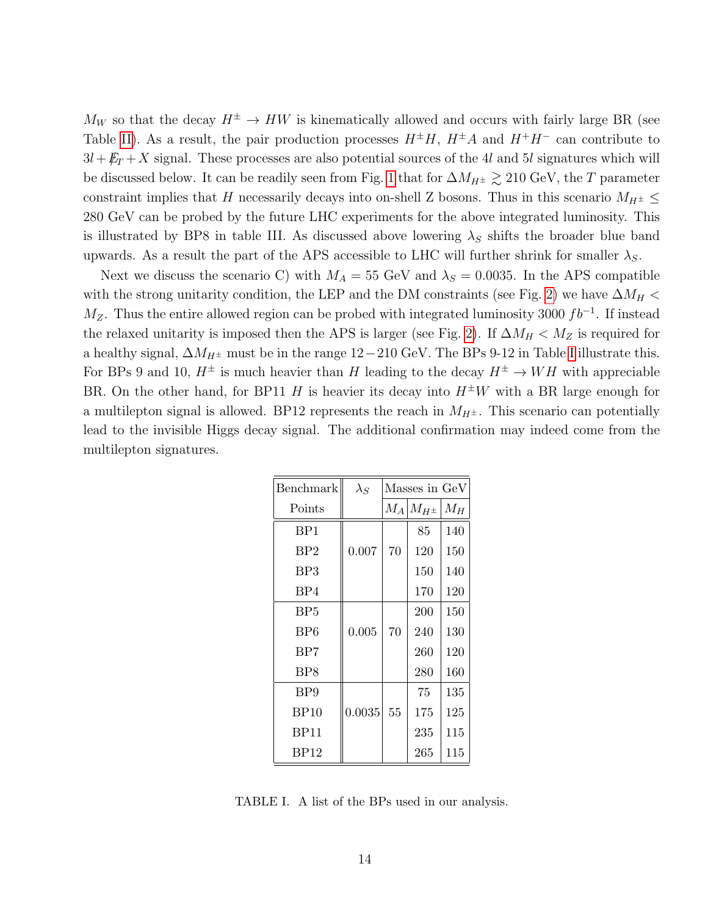$M_W$ so that the decay $H^\pm \to HW$ is kinematically allowed and occurs with fairly large BR (see Table II). As a result, the pair production processes $H^\pm H$, $H^\pm A$ and $H^+H^-$ can contribute to $3l + \not{E}_T + X$ signal. These processes are also potential sources of the $4l$ and $5l$ signatures which will be discussed below. It can be readily seen from Fig. 1 that for $\Delta M_{H^\pm} \gtrsim 210$ GeV, the $T$ parameter constraint implies that $H$ necessarily decays into on-shell Z bosons. Thus in this scenario $M_{H^\pm} \leq 280$ GeV can be probed by the future LHC experiments for the above integrated luminosity. This is illustrated by BP8 in table III. As discussed above lowering $\lambda_S$ shifts the broader blue band upwards. As a result the part of the APS accessible to LHC will further shrink for smaller $\lambda_S$.

Next we discuss the scenario C) with $M_A = 55$ GeV and $\lambda_S = 0.0035$. In the APS compatible with the strong unitarity condition, the LEP and the DM constraints (see Fig. 2) we have $\Delta M_H < M_Z$. Thus the entire allowed region can be probed with integrated luminosity 3000 $fb^{-1}$. If instead the relaxed unitarity is imposed then the APS is larger (see Fig. 2). If $\Delta M_H < M_Z$ is required for a healthy signal, $\Delta M_{H^\pm}$ must be in the range $12-210$ GeV. The BPs 9-12 in Table I illustrate this. For BPs 9 and 10, $H^\pm$ is much heavier than $H$ leading to the decay $H^\pm \to WH$ with appreciable BR. On the other hand, for BP11 $H$ is heavier its decay into $H^\pm W$ with a BR large enough for a multilepton signal is allowed. BP12 represents the reach in $M_{H^\pm}$. This scenario can potentially lead to the invisible Higgs decay signal. The additional confirmation may indeed come from the multilepton signatures.

| Benchmark Points | $\lambda_S$ | Masses in GeV | | |
|---|---|---|---|---|
| | | $M_A$ | $M_{H^\pm}$ | $M_H$ |
| BP1 | | | 85 | 140 |
| BP2 | 0.007 | 70 | 120 | 150 |
| BP3 | | | 150 | 140 |
| BP4 | | | 170 | 120 |
| BP5 | | | 200 | 150 |
| BP6 | 0.005 | 70 | 240 | 130 |
| BP7 | | | 260 | 120 |
| BP8 | | | 280 | 160 |
| BP9 | | | 75 | 135 |
| BP10 | 0.0035 | 55 | 175 | 125 |
| BP11 | | | 235 | 115 |
| BP12 | | | 265 | 115 |

TABLE I. A list of the BPs used in our analysis.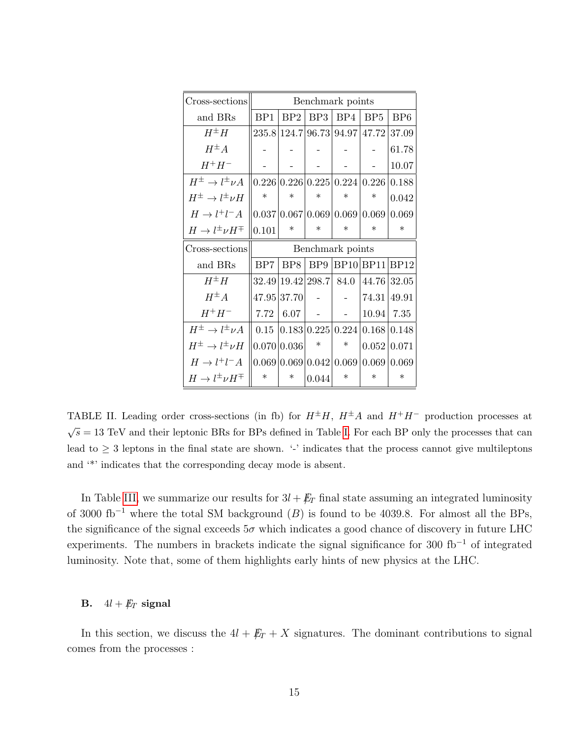| Cross-sections and BRs | Benchmark points | | | | | |
|---|---|---|---|---|---|---|
| | BP1 | BP2 | BP3 | BP4 | BP5 | BP6 |
| $H^{\pm}H$ | 235.8 | 124.7 | 96.73 | 94.97 | 47.72 | 37.09 |
| $H^{\pm}A$ | - | - | - | - | - | 61.78 |
| $H^{+}H^{-}$ | - | - | - | - | - | 10.07 |
| $H^{\pm} \to l^{\pm}\nu A$ | 0.226 | 0.226 | 0.225 | 0.224 | 0.226 | 0.188 |
| $H^{\pm} \to l^{\pm}\nu H$ | * | * | * | * | * | 0.042 |
| $H \to l^{+}l^{-}A$ | 0.037 | 0.067 | 0.069 | 0.069 | 0.069 | 0.069 |
| $H \to l^{\pm}\nu H^{\mp}$ | 0.101 | * | * | * | * | * |

| Cross-sections and BRs | Benchmark points | | | | | |
|---|---|---|---|---|---|---|
| | BP7 | BP8 | BP9 | BP10 | BP11 | BP12 |
| $H^{\pm}H$ | 32.49 | 19.42 | 298.7 | 84.0 | 44.76 | 32.05 |
| $H^{\pm}A$ | 47.95 | 37.70 | - | - | 74.31 | 49.91 |
| $H^{+}H^{-}$ | 7.72 | 6.07 | - | - | 10.94 | 7.35 |
| $H^{\pm} \to l^{\pm}\nu A$ | 0.15 | 0.183 | 0.225 | 0.224 | 0.168 | 0.148 |
| $H^{\pm} \to l^{\pm}\nu H$ | 0.070 | 0.036 | * | * | 0.052 | 0.071 |
| $H \to l^{+}l^{-}A$ | 0.069 | 0.069 | 0.042 | 0.069 | 0.069 | 0.069 |
| $H \to l^{\pm}\nu H^{\mp}$ | * | * | 0.044 | * | * | * |

TABLE II. Leading order cross-sections (in fb) for $H^{\pm}H$, $H^{\pm}A$ and $H^{+}H^{-}$ production processes at $\sqrt{s} = 13$ TeV and their leptonic BRs for BPs defined in Table I. For each BP only the processes that can lead to $\geq 3$ leptons in the final state are shown. '-' indicates that the process cannot give multileptons and '*' indicates that the corresponding decay mode is absent.

In Table III, we summarize our results for $3l + \not{E}_T$ final state assuming an integrated luminosity of 3000 fb$^{-1}$ where the total SM background ($B$) is found to be 4039.8. For almost all the BPs, the significance of the signal exceeds $5\sigma$ which indicates a good chance of discovery in future LHC experiments. The numbers in brackets indicate the signal significance for 300 fb$^{-1}$ of integrated luminosity. Note that, some of them highlights early hints of new physics at the LHC.

### B. $4l + \not{E}_T$ signal

In this section, we discuss the $4l + \not{E}_T + X$ signatures. The dominant contributions to signal comes from the processes :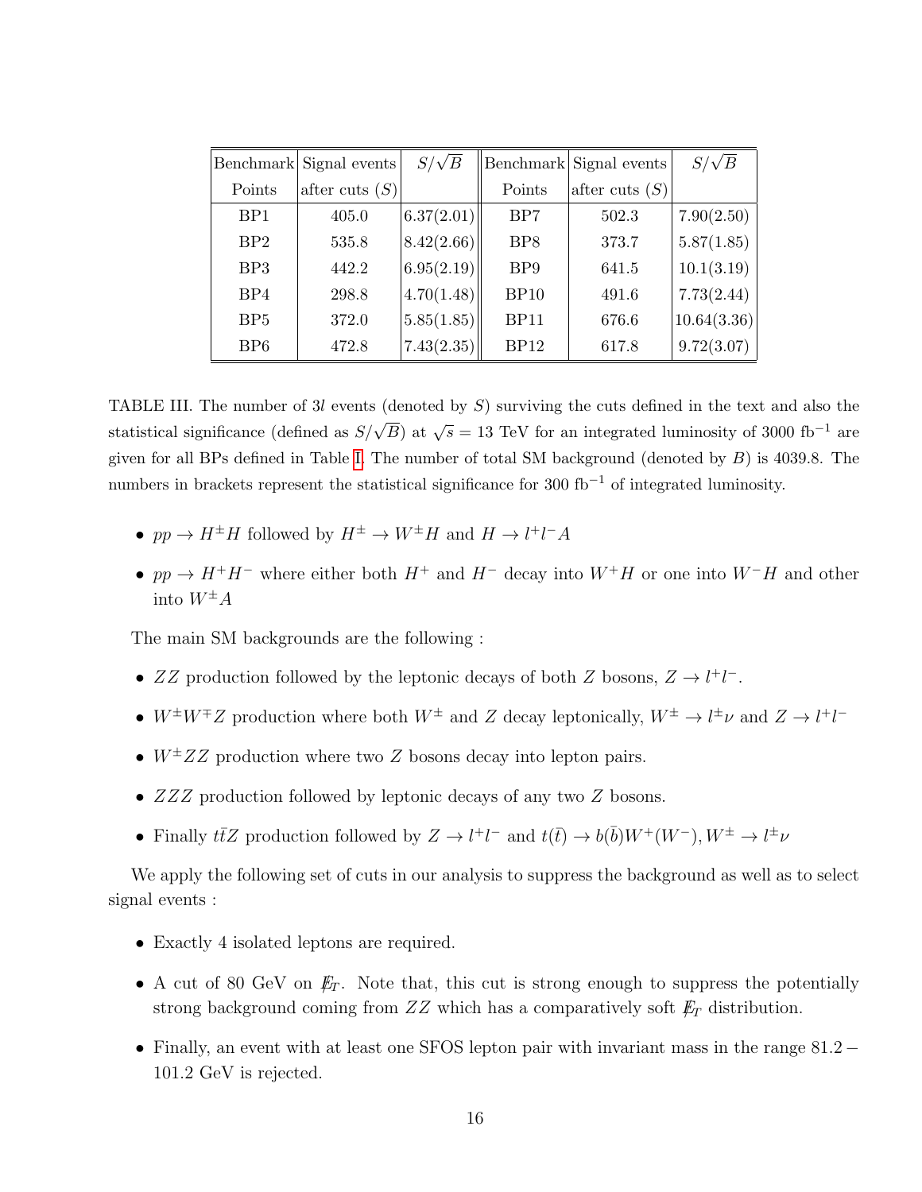| Benchmark Points | Signal events after cuts ($S$) | $S/\sqrt{B}$ | Benchmark Points | Signal events after cuts ($S$) | $S/\sqrt{B}$ |
|---|---|---|---|---|---|
| BP1 | 405.0 | 6.37(2.01) | BP7 | 502.3 | 7.90(2.50) |
| BP2 | 535.8 | 8.42(2.66) | BP8 | 373.7 | 5.87(1.85) |
| BP3 | 442.2 | 6.95(2.19) | BP9 | 641.5 | 10.1(3.19) |
| BP4 | 298.8 | 4.70(1.48) | BP10 | 491.6 | 7.73(2.44) |
| BP5 | 372.0 | 5.85(1.85) | BP11 | 676.6 | 10.64(3.36) |
| BP6 | 472.8 | 7.43(2.35) | BP12 | 617.8 | 9.72(3.07) |

TABLE III. The number of $3l$ events (denoted by $S$) surviving the cuts defined in the text and also the statistical significance (defined as $S/\sqrt{B}$) at $\sqrt{s} = 13$ TeV for an integrated luminosity of 3000 fb$^{-1}$ are given for all BPs defined in Table I. The number of total SM background (denoted by $B$) is 4039.8. The numbers in brackets represent the statistical significance for 300 fb$^{-1}$ of integrated luminosity.

- $pp \to H^\pm H$ followed by $H^\pm \to W^\pm H$ and $H \to l^+l^- A$
- $pp \to H^+H^-$ where either both $H^+$ and $H^-$ decay into $W^+H$ or one into $W^-H$ and other into $W^\pm A$

The main SM backgrounds are the following :

- $ZZ$ production followed by the leptonic decays of both $Z$ bosons, $Z \to l^+l^-$.
- $W^\pm W^\mp Z$ production where both $W^\pm$ and $Z$ decay leptonically, $W^\pm \to l^\pm \nu$ and $Z \to l^+l^-$
- $W^\pm ZZ$ production where two $Z$ bosons decay into lepton pairs.
- $ZZZ$ production followed by leptonic decays of any two $Z$ bosons.
- Finally $t\bar{t}Z$ production followed by $Z \to l^+l^-$ and $t(\bar{t}) \to b(\bar{b})W^+(W^-), W^\pm \to l^\pm \nu$

We apply the following set of cuts in our analysis to suppress the background as well as to select signal events :

- Exactly 4 isolated leptons are required.
- A cut of 80 GeV on $\not{E}_T$. Note that, this cut is strong enough to suppress the potentially strong background coming from $ZZ$ which has a comparatively soft $\not{E}_T$ distribution.
- Finally, an event with at least one SFOS lepton pair with invariant mass in the range $81.2 - 101.2$ GeV is rejected.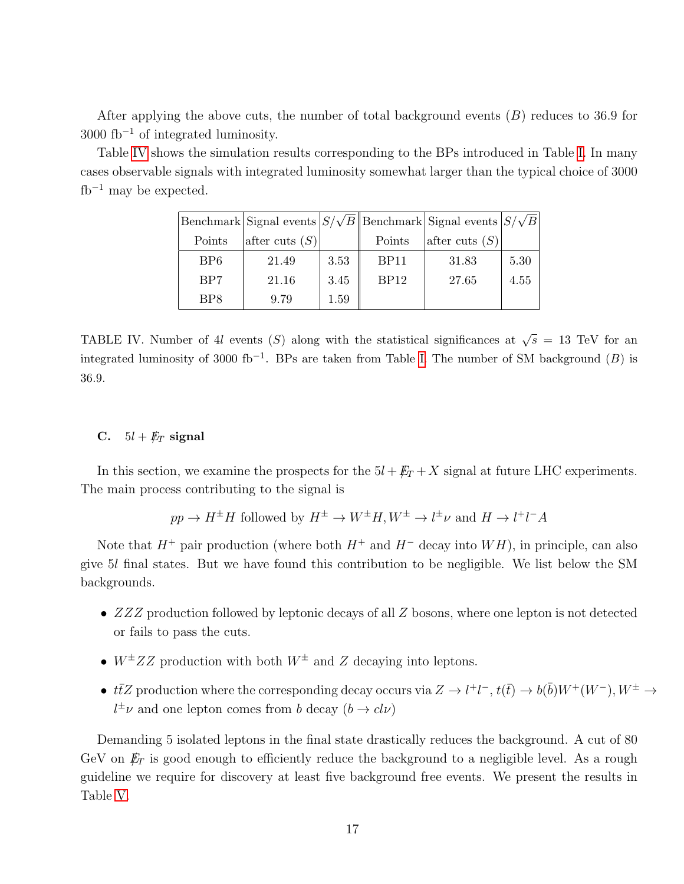After applying the above cuts, the number of total background events ($B$) reduces to 36.9 for 3000 fb$^{-1}$ of integrated luminosity.

Table IV shows the simulation results corresponding to the BPs introduced in Table I. In many cases observable signals with integrated luminosity somewhat larger than the typical choice of 3000 fb$^{-1}$ may be expected.

| Benchmark Points | Signal events after cuts ($S$) | $S/\sqrt{B}$ | Benchmark Points | Signal events after cuts ($S$) | $S/\sqrt{B}$ |
|---|---|---|---|---|---|
| BP6 | 21.49 | 3.53 | BP11 | 31.83 | 5.30 |
| BP7 | 21.16 | 3.45 | BP12 | 27.65 | 4.55 |
| BP8 | 9.79 | 1.59 | | | |

TABLE IV. Number of $4l$ events ($S$) along with the statistical significances at $\sqrt{s} = 13$ TeV for an integrated luminosity of 3000 fb$^{-1}$. BPs are taken from Table I. The number of SM background ($B$) is 36.9.

### C. $5l + \not{E}_T$ signal

In this section, we examine the prospects for the $5l + \not{E}_T + X$ signal at future LHC experiments. The main process contributing to the signal is

$$pp \to H^{\pm}H \text{ followed by } H^{\pm} \to W^{\pm}H, W^{\pm} \to l^{\pm}\nu \text{ and } H \to l^{+}l^{-}A$$

Note that $H^{+}$ pair production (where both $H^{+}$ and $H^{-}$ decay into $WH$), in principle, can also give $5l$ final states. But we have found this contribution to be negligible. We list below the SM backgrounds.

- $ZZZ$ production followed by leptonic decays of all $Z$ bosons, where one lepton is not detected or fails to pass the cuts.
- $W^{\pm}ZZ$ production with both $W^{\pm}$ and $Z$ decaying into leptons.
- $t\bar{t}Z$ production where the corresponding decay occurs via $Z \to l^{+}l^{-}$, $t(\bar{t}) \to b(\bar{b})W^{+}(W^{-}), W^{\pm} \to l^{\pm}\nu$ and one lepton comes from $b$ decay ($b \to cl\nu$)

Demanding 5 isolated leptons in the final state drastically reduces the background. A cut of 80 GeV on $\not{E}_T$ is good enough to efficiently reduce the background to a negligible level. As a rough guideline we require for discovery at least five background free events. We present the results in Table V.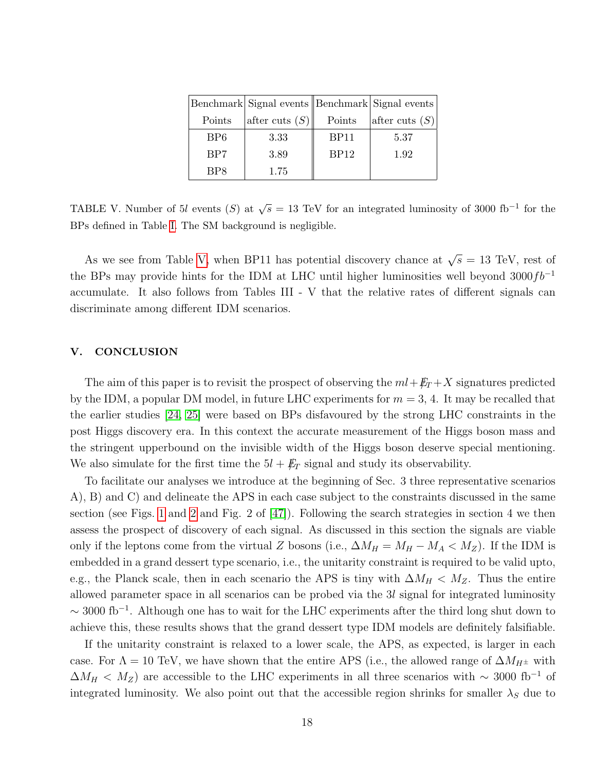| Benchmark Points | Signal events after cuts ($S$) | Benchmark Points | Signal events after cuts ($S$) |
|---|---|---|---|
| BP6 | 3.33 | BP11 | 5.37 |
| BP7 | 3.89 | BP12 | 1.92 |
| BP8 | 1.75 | | |

TABLE V. Number of $5l$ events ($S$) at $\sqrt{s}$ = 13 TeV for an integrated luminosity of 3000 fb$^{-1}$ for the BPs defined in Table I. The SM background is negligible.

As we see from Table V, when BP11 has potential discovery chance at $\sqrt{s}$ = 13 TeV, rest of the BPs may provide hints for the IDM at LHC until higher luminosities well beyond $3000 fb^{-1}$ accumulate. It also follows from Tables III - V that the relative rates of different signals can discriminate among different IDM scenarios.

## V. CONCLUSION

The aim of this paper is to revisit the prospect of observing the $ml + \not{E}_T + X$ signatures predicted by the IDM, a popular DM model, in future LHC experiments for $m$ = 3, 4. It may be recalled that the earlier studies [24, 25] were based on BPs disfavoured by the strong LHC constraints in the post Higgs discovery era. In this context the accurate measurement of the Higgs boson mass and the stringent upperbound on the invisible width of the Higgs boson deserve special mentioning. We also simulate for the first time the $5l + \not{E}_T$ signal and study its observability.

To facilitate our analyses we introduce at the beginning of Sec. 3 three representative scenarios A), B) and C) and delineate the APS in each case subject to the constraints discussed in the same section (see Figs. 1 and 2 and Fig. 2 of [47]). Following the search strategies in section 4 we then assess the prospect of discovery of each signal. As discussed in this section the signals are viable only if the leptons come from the virtual $Z$ bosons (i.e., $\Delta M_H = M_H - M_A < M_Z$). If the IDM is embedded in a grand dessert type scenario, i.e., the unitarity constraint is required to be valid upto, e.g., the Planck scale, then in each scenario the APS is tiny with $\Delta M_H < M_Z$. Thus the entire allowed parameter space in all scenarios can be probed via the $3l$ signal for integrated luminosity $\sim$ 3000 fb$^{-1}$. Although one has to wait for the LHC experiments after the third long shut down to achieve this, these results shows that the grand dessert type IDM models are definitely falsifiable.

If the unitarity constraint is relaxed to a lower scale, the APS, as expected, is larger in each case. For $\Lambda$ = 10 TeV, we have shown that the entire APS (i.e., the allowed range of $\Delta M_{H^{\pm}}$ with $\Delta M_H < M_Z$) are accessible to the LHC experiments in all three scenarios with $\sim$ 3000 fb$^{-1}$ of integrated luminosity. We also point out that the accessible region shrinks for smaller $\lambda_S$ due to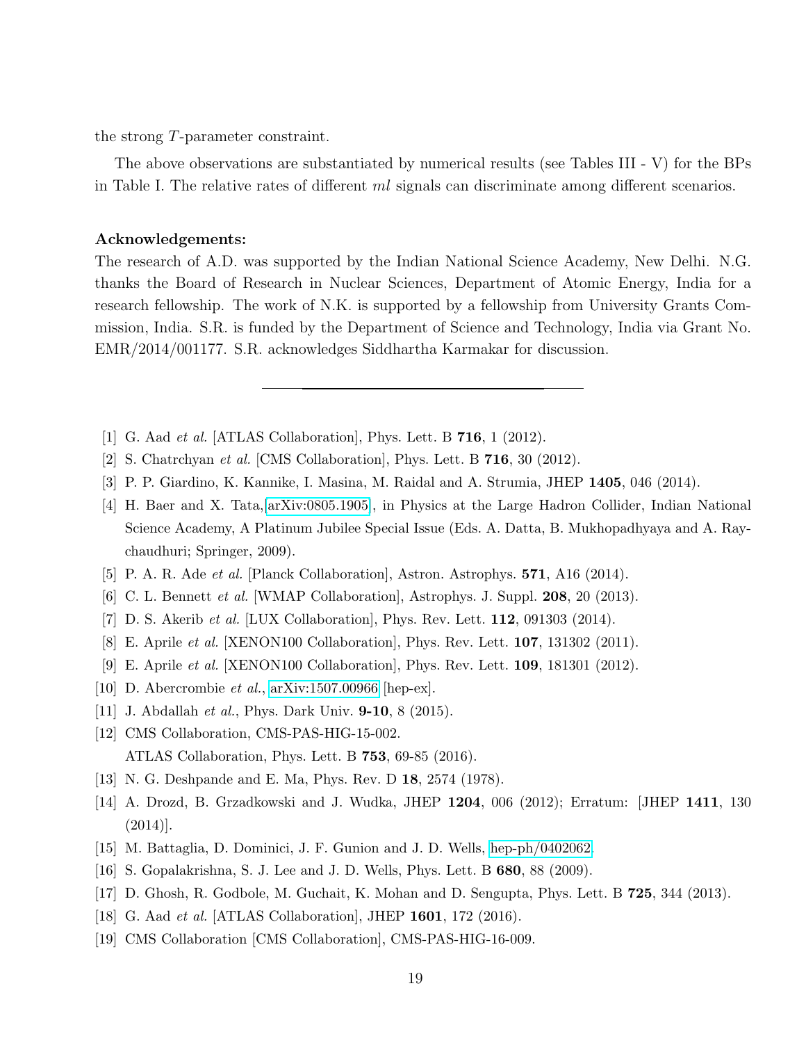the strong $T$-parameter constraint.

The above observations are substantiated by numerical results (see Tables III - V) for the BPs in Table I. The relative rates of different $ml$ signals can discriminate among different scenarios.

**Acknowledgements:**

The research of A.D. was supported by the Indian National Science Academy, New Delhi. N.G. thanks the Board of Research in Nuclear Sciences, Department of Atomic Energy, India for a research fellowship. The work of N.K. is supported by a fellowship from University Grants Commission, India. S.R. is funded by the Department of Science and Technology, India via Grant No. EMR/2014/001177. S.R. acknowledges Siddhartha Karmakar for discussion.

---

[1] G. Aad *et al.* [ATLAS Collaboration], Phys. Lett. B **716**, 1 (2012).

[2] S. Chatrchyan *et al.* [CMS Collaboration], Phys. Lett. B **716**, 30 (2012).

[3] P. P. Giardino, K. Kannike, I. Masina, M. Raidal and A. Strumia, JHEP **1405**, 046 (2014).

[4] H. Baer and X. Tata, arXiv:0805.1905, in Physics at the Large Hadron Collider, Indian National Science Academy, A Platinum Jubilee Special Issue (Eds. A. Datta, B. Mukhopadhyaya and A. Raychaudhuri; Springer, 2009).

[5] P. A. R. Ade *et al.* [Planck Collaboration], Astron. Astrophys. **571**, A16 (2014).

[6] C. L. Bennett *et al.* [WMAP Collaboration], Astrophys. J. Suppl. **208**, 20 (2013).

[7] D. S. Akerib *et al.* [LUX Collaboration], Phys. Rev. Lett. **112**, 091303 (2014).

[8] E. Aprile *et al.* [XENON100 Collaboration], Phys. Rev. Lett. **107**, 131302 (2011).

[9] E. Aprile *et al.* [XENON100 Collaboration], Phys. Rev. Lett. **109**, 181301 (2012).

[10] D. Abercrombie *et al.*, arXiv:1507.00966 [hep-ex].

[11] J. Abdallah *et al.*, Phys. Dark Univ. **9-10**, 8 (2015).

[12] CMS Collaboration, CMS-PAS-HIG-15-002.
ATLAS Collaboration, Phys. Lett. B **753**, 69-85 (2016).

[13] N. G. Deshpande and E. Ma, Phys. Rev. D **18**, 2574 (1978).

[14] A. Drozd, B. Grzadkowski and J. Wudka, JHEP **1204**, 006 (2012); Erratum: [JHEP **1411**, 130 (2014)].

[15] M. Battaglia, D. Dominici, J. F. Gunion and J. D. Wells, hep-ph/0402062.

[16] S. Gopalakrishna, S. J. Lee and J. D. Wells, Phys. Lett. B **680**, 88 (2009).

[17] D. Ghosh, R. Godbole, M. Guchait, K. Mohan and D. Sengupta, Phys. Lett. B **725**, 344 (2013).

[18] G. Aad *et al.* [ATLAS Collaboration], JHEP **1601**, 172 (2016).

[19] CMS Collaboration [CMS Collaboration], CMS-PAS-HIG-16-009.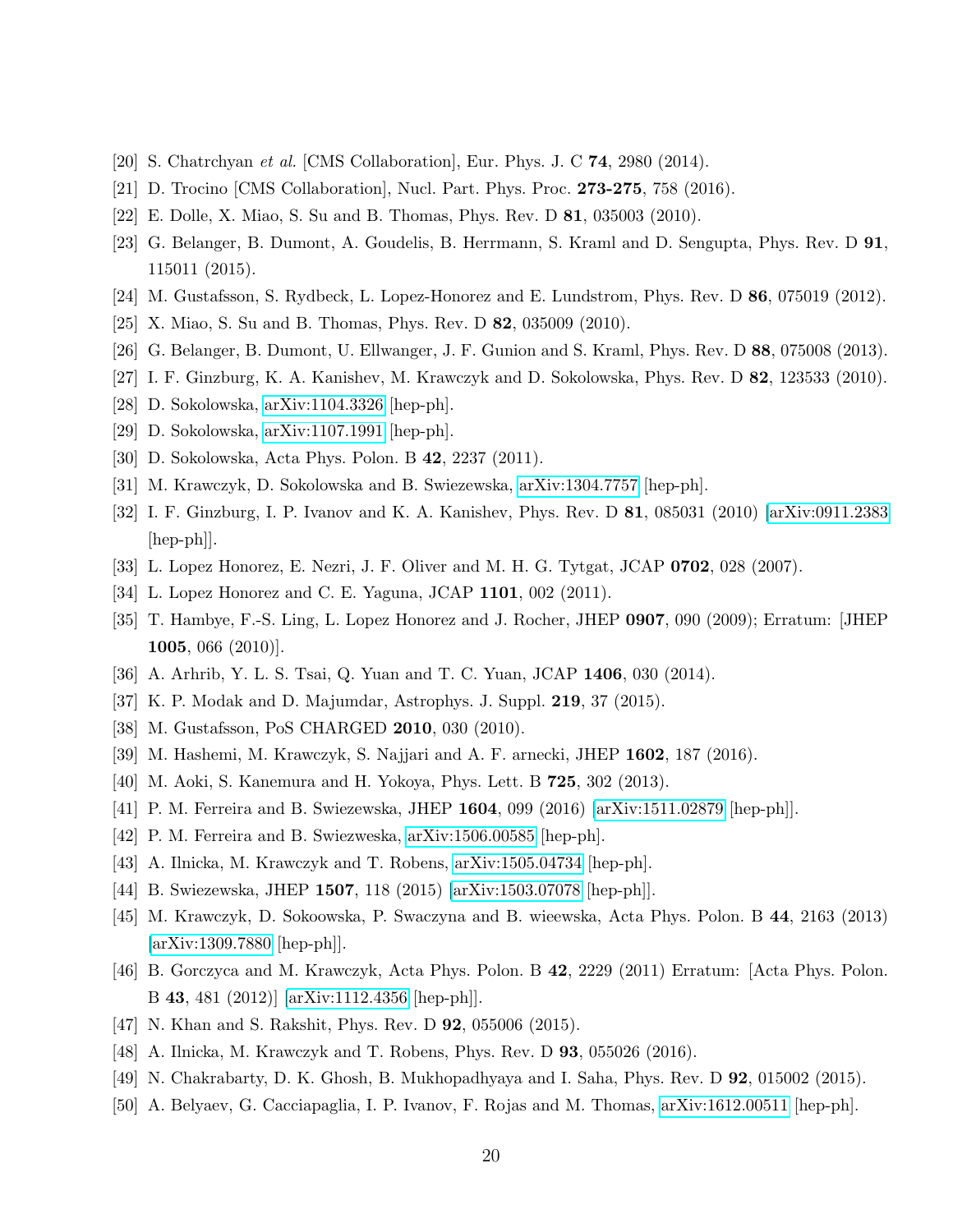[20] S. Chatrchyan *et al.* [CMS Collaboration], Eur. Phys. J. C **74**, 2980 (2014).

[21] D. Trocino [CMS Collaboration], Nucl. Part. Phys. Proc. **273-275**, 758 (2016).

[22] E. Dolle, X. Miao, S. Su and B. Thomas, Phys. Rev. D **81**, 035003 (2010).

[23] G. Belanger, B. Dumont, A. Goudelis, B. Herrmann, S. Kraml and D. Sengupta, Phys. Rev. D **91**, 115011 (2015).

[24] M. Gustafsson, S. Rydbeck, L. Lopez-Honorez and E. Lundstrom, Phys. Rev. D **86**, 075019 (2012).

[25] X. Miao, S. Su and B. Thomas, Phys. Rev. D **82**, 035009 (2010).

[26] G. Belanger, B. Dumont, U. Ellwanger, J. F. Gunion and S. Kraml, Phys. Rev. D **88**, 075008 (2013).

[27] I. F. Ginzburg, K. A. Kanishev, M. Krawczyk and D. Sokolowska, Phys. Rev. D **82**, 123533 (2010).

[28] D. Sokolowska, arXiv:1104.3326 [hep-ph].

[29] D. Sokolowska, arXiv:1107.1991 [hep-ph].

[30] D. Sokolowska, Acta Phys. Polon. B **42**, 2237 (2011).

[31] M. Krawczyk, D. Sokolowska and B. Swiezewska, arXiv:1304.7757 [hep-ph].

[32] I. F. Ginzburg, I. P. Ivanov and K. A. Kanishev, Phys. Rev. D **81**, 085031 (2010) [arXiv:0911.2383 [hep-ph]].

[33] L. Lopez Honorez, E. Nezri, J. F. Oliver and M. H. G. Tytgat, JCAP **0702**, 028 (2007).

[34] L. Lopez Honorez and C. E. Yaguna, JCAP **1101**, 002 (2011).

[35] T. Hambye, F.-S. Ling, L. Lopez Honorez and J. Rocher, JHEP **0907**, 090 (2009); Erratum: [JHEP **1005**, 066 (2010)].

[36] A. Arhrib, Y. L. S. Tsai, Q. Yuan and T. C. Yuan, JCAP **1406**, 030 (2014).

[37] K. P. Modak and D. Majumdar, Astrophys. J. Suppl. **219**, 37 (2015).

[38] M. Gustafsson, PoS CHARGED **2010**, 030 (2010).

[39] M. Hashemi, M. Krawczyk, S. Najjari and A. F. arnecki, JHEP **1602**, 187 (2016).

[40] M. Aoki, S. Kanemura and H. Yokoya, Phys. Lett. B **725**, 302 (2013).

[41] P. M. Ferreira and B. Swiezewska, JHEP **1604**, 099 (2016) [arXiv:1511.02879 [hep-ph]].

[42] P. M. Ferreira and B. Swiezweska, arXiv:1506.00585 [hep-ph].

[43] A. Ilnicka, M. Krawczyk and T. Robens, arXiv:1505.04734 [hep-ph].

[44] B. Swiezewska, JHEP **1507**, 118 (2015) [arXiv:1503.07078 [hep-ph]].

[45] M. Krawczyk, D. Sokoowska, P. Swaczyna and B. wieewska, Acta Phys. Polon. B **44**, 2163 (2013) [arXiv:1309.7880 [hep-ph]].

[46] B. Gorczyca and M. Krawczyk, Acta Phys. Polon. B **42**, 2229 (2011) Erratum: [Acta Phys. Polon. B **43**, 481 (2012)] [arXiv:1112.4356 [hep-ph]].

[47] N. Khan and S. Rakshit, Phys. Rev. D **92**, 055006 (2015).

[48] A. Ilnicka, M. Krawczyk and T. Robens, Phys. Rev. D **93**, 055026 (2016).

[49] N. Chakrabarty, D. K. Ghosh, B. Mukhopadhyaya and I. Saha, Phys. Rev. D **92**, 015002 (2015).

[50] A. Belyaev, G. Cacciapaglia, I. P. Ivanov, F. Rojas and M. Thomas, arXiv:1612.00511 [hep-ph].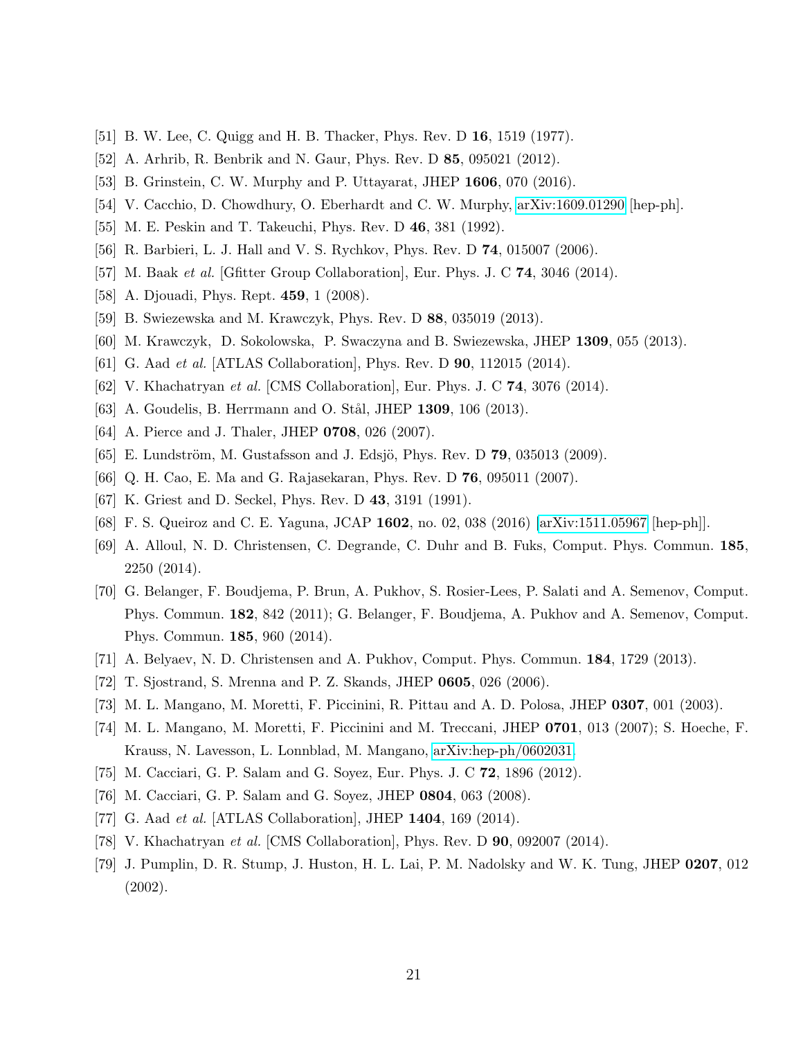[51] B. W. Lee, C. Quigg and H. B. Thacker, Phys. Rev. D **16**, 1519 (1977).

[52] A. Arhrib, R. Benbrik and N. Gaur, Phys. Rev. D **85**, 095021 (2012).

[53] B. Grinstein, C. W. Murphy and P. Uttayarat, JHEP **1606**, 070 (2016).

[54] V. Cacchio, D. Chowdhury, O. Eberhardt and C. W. Murphy, arXiv:1609.01290 [hep-ph].

[55] M. E. Peskin and T. Takeuchi, Phys. Rev. D **46**, 381 (1992).

[56] R. Barbieri, L. J. Hall and V. S. Rychkov, Phys. Rev. D **74**, 015007 (2006).

[57] M. Baak *et al.* [Gfitter Group Collaboration], Eur. Phys. J. C **74**, 3046 (2014).

[58] A. Djouadi, Phys. Rept. **459**, 1 (2008).

[59] B. Swiezewska and M. Krawczyk, Phys. Rev. D **88**, 035019 (2013).

[60] M. Krawczyk, D. Sokolowska, P. Swaczyna and B. Swiezewska, JHEP **1309**, 055 (2013).

[61] G. Aad *et al.* [ATLAS Collaboration], Phys. Rev. D **90**, 112015 (2014).

[62] V. Khachatryan *et al.* [CMS Collaboration], Eur. Phys. J. C **74**, 3076 (2014).

[63] A. Goudelis, B. Herrmann and O. Stål, JHEP **1309**, 106 (2013).

[64] A. Pierce and J. Thaler, JHEP **0708**, 026 (2007).

[65] E. Lundström, M. Gustafsson and J. Edsjö, Phys. Rev. D **79**, 035013 (2009).

[66] Q. H. Cao, E. Ma and G. Rajasekaran, Phys. Rev. D **76**, 095011 (2007).

[67] K. Griest and D. Seckel, Phys. Rev. D **43**, 3191 (1991).

[68] F. S. Queiroz and C. E. Yaguna, JCAP **1602**, no. 02, 038 (2016) [arXiv:1511.05967 [hep-ph]].

[69] A. Alloul, N. D. Christensen, C. Degrande, C. Duhr and B. Fuks, Comput. Phys. Commun. **185**, 2250 (2014).

[70] G. Belanger, F. Boudjema, P. Brun, A. Pukhov, S. Rosier-Lees, P. Salati and A. Semenov, Comput. Phys. Commun. **182**, 842 (2011); G. Belanger, F. Boudjema, A. Pukhov and A. Semenov, Comput. Phys. Commun. **185**, 960 (2014).

[71] A. Belyaev, N. D. Christensen and A. Pukhov, Comput. Phys. Commun. **184**, 1729 (2013).

[72] T. Sjostrand, S. Mrenna and P. Z. Skands, JHEP **0605**, 026 (2006).

[73] M. L. Mangano, M. Moretti, F. Piccinini, R. Pittau and A. D. Polosa, JHEP **0307**, 001 (2003).

[74] M. L. Mangano, M. Moretti, F. Piccinini and M. Treccani, JHEP **0701**, 013 (2007); S. Hoeche, F. Krauss, N. Lavesson, L. Lonnblad, M. Mangano, arXiv:hep-ph/0602031.

[75] M. Cacciari, G. P. Salam and G. Soyez, Eur. Phys. J. C **72**, 1896 (2012).

[76] M. Cacciari, G. P. Salam and G. Soyez, JHEP **0804**, 063 (2008).

[77] G. Aad *et al.* [ATLAS Collaboration], JHEP **1404**, 169 (2014).

[78] V. Khachatryan *et al.* [CMS Collaboration], Phys. Rev. D **90**, 092007 (2014).

[79] J. Pumplin, D. R. Stump, J. Huston, H. L. Lai, P. M. Nadolsky and W. K. Tung, JHEP **0207**, 012 (2002).